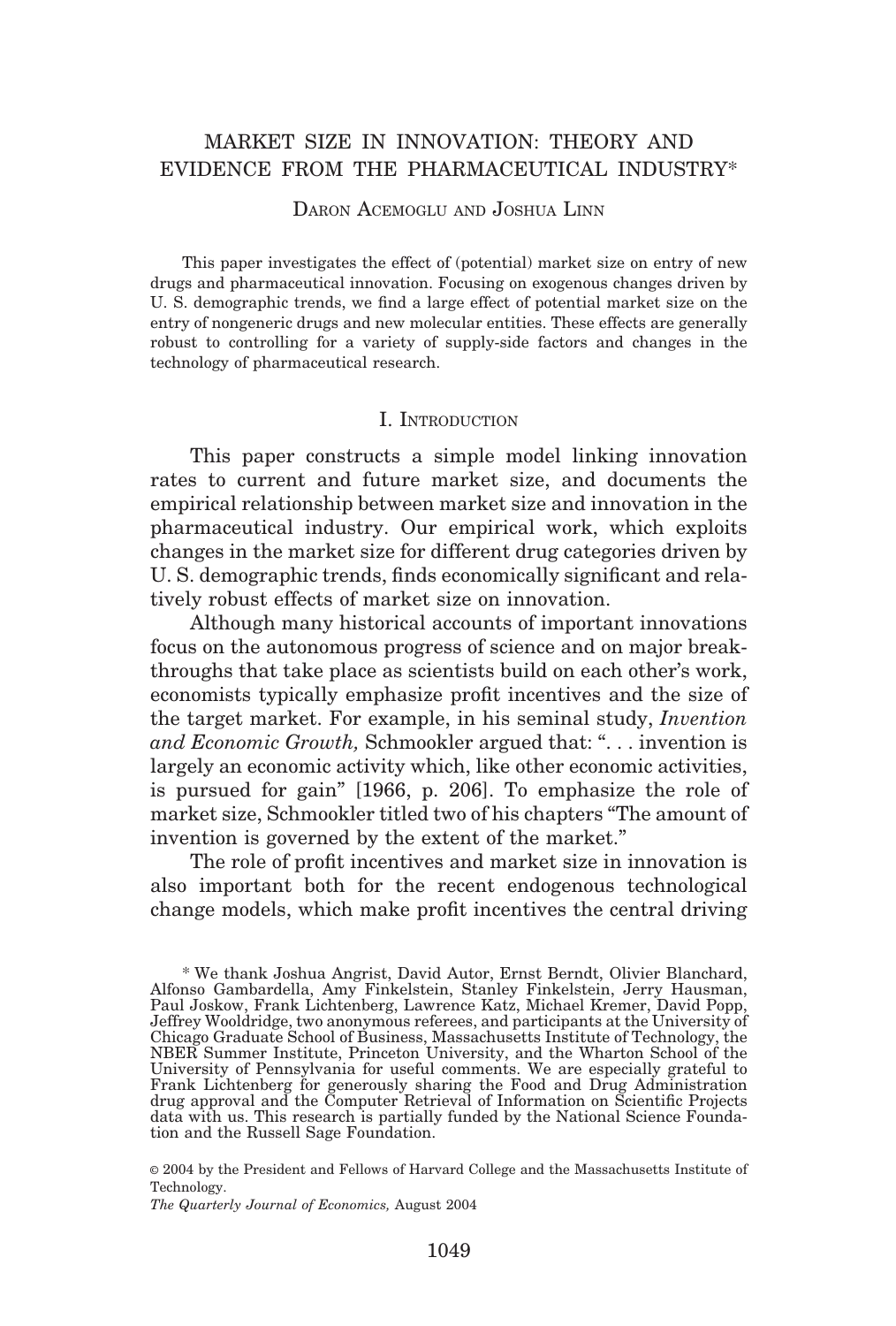# MARKET SIZE IN INNOVATION: THEORY AND EVIDENCE FROM THE PHARMACEUTICAL INDUSTRY*

DARON ACEMOGLU AND JOSHUA LINN

This paper investigates the effect of (potential) market size on entry of new drugs and pharmaceutical innovation. Focusing on exogenous changes driven by U. S. demographic trends, we find a large effect of potential market size on the entry of nongeneric drugs and new molecular entities. These effects are generally robust to controlling for a variety of supply-side factors and changes in the technology of pharmaceutical research.

## I. INTRODUCTION

This paper constructs a simple model linking innovation rates to current and future market size, and documents the empirical relationship between market size and innovation in the pharmaceutical industry. Our empirical work, which exploits changes in the market size for different drug categories driven by U. S. demographic trends, finds economically significant and relatively robust effects of market size on innovation.

Although many historical accounts of important innovations focus on the autonomous progress of science and on major breakthroughs that take place as scientists build on each other's work, economists typically emphasize profit incentives and the size of the target market. For example, in his seminal study, *Invention and Economic Growth,* Schmookler argued that: ". . . invention is largely an economic activity which, like other economic activities, is pursued for gain" [1966, p. 206]. To emphasize the role of market size, Schmookler titled two of his chapters "The amount of invention is governed by the extent of the market."

The role of profit incentives and market size in innovation is also important both for the recent endogenous technological change models, which make profit incentives the central driving

\* We thank Joshua Angrist, David Autor, Ernst Berndt, Olivier Blanchard, Alfonso Gambardella, Amy Finkelstein, Stanley Finkelstein, Jerry Hausman, Paul Joskow, Frank Lichtenberg, Lawrence Katz, Michael Kremer, David Popp, Jeffrey Wooldridge, two anonymous referees, and participants at the University of Chicago Graduate School of Business, Massachusetts Institute of Technology, the NBER Summer Institute, Princeton University, and the Wharton School of the University of Pennsylvania for useful comments. We are especially grateful to Frank Lichtenberg for generously sharing the Food and Drug Administration drug approval and the Computer Retrieval of Information on Scientific Projects data with us. This research is partially funded by the National Science Foundation and the Russell Sage Foundation.

© 2004 by the President and Fellows of Harvard College and the Massachusetts Institute of Technology.
*The Quarterly Journal of Economics,* August 2004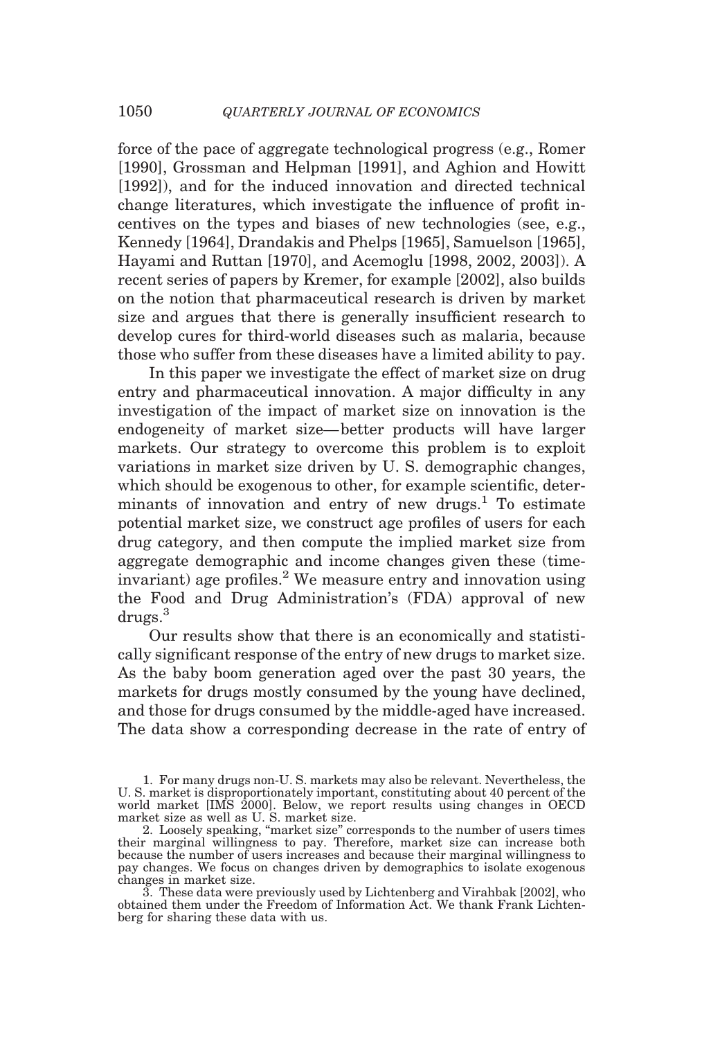force of the pace of aggregate technological progress (e.g., Romer [1990], Grossman and Helpman [1991], and Aghion and Howitt [1992]), and for the induced innovation and directed technical change literatures, which investigate the influence of profit incentives on the types and biases of new technologies (see, e.g., Kennedy [1964], Drandakis and Phelps [1965], Samuelson [1965], Hayami and Ruttan [1970], and Acemoglu [1998, 2002, 2003]). A recent series of papers by Kremer, for example [2002], also builds on the notion that pharmaceutical research is driven by market size and argues that there is generally insufficient research to develop cures for third-world diseases such as malaria, because those who suffer from these diseases have a limited ability to pay.

In this paper we investigate the effect of market size on drug entry and pharmaceutical innovation. A major difficulty in any investigation of the impact of market size on innovation is the endogeneity of market size—better products will have larger markets. Our strategy to overcome this problem is to exploit variations in market size driven by U. S. demographic changes, which should be exogenous to other, for example scientific, determinants of innovation and entry of new drugs.[1] To estimate potential market size, we construct age profiles of users for each drug category, and then compute the implied market size from aggregate demographic and income changes given these (time-invariant) age profiles.[2] We measure entry and innovation using the Food and Drug Administration's (FDA) approval of new drugs.[3]

Our results show that there is an economically and statistically significant response of the entry of new drugs to market size. As the baby boom generation aged over the past 30 years, the markets for drugs mostly consumed by the young have declined, and those for drugs consumed by the middle-aged have increased. The data show a corresponding decrease in the rate of entry of

1. For many drugs non-U. S. markets may also be relevant. Nevertheless, the U. S. market is disproportionately important, constituting about 40 percent of the world market [IMS 2000]. Below, we report results using changes in OECD market size as well as U. S. market size.

2. Loosely speaking, "market size" corresponds to the number of users times their marginal willingness to pay. Therefore, market size can increase both because the number of users increases and because their marginal willingness to pay changes. We focus on changes driven by demographics to isolate exogenous changes in market size.

3. These data were previously used by Lichtenberg and Virahbak [2002], who obtained them under the Freedom of Information Act. We thank Frank Lichtenberg for sharing these data with us.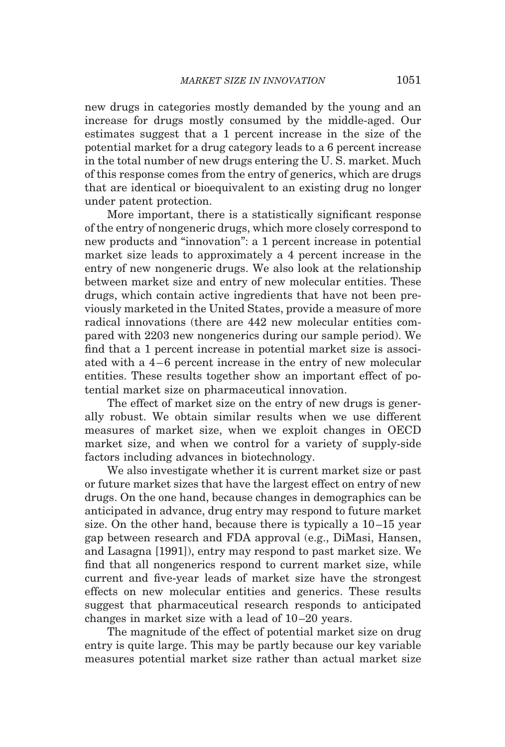new drugs in categories mostly demanded by the young and an increase for drugs mostly consumed by the middle-aged. Our estimates suggest that a 1 percent increase in the size of the potential market for a drug category leads to a 6 percent increase in the total number of new drugs entering the U. S. market. Much of this response comes from the entry of generics, which are drugs that are identical or bioequivalent to an existing drug no longer under patent protection.

More important, there is a statistically significant response of the entry of nongeneric drugs, which more closely correspond to new products and "innovation": a 1 percent increase in potential market size leads to approximately a 4 percent increase in the entry of new nongeneric drugs. We also look at the relationship between market size and entry of new molecular entities. These drugs, which contain active ingredients that have not been previously marketed in the United States, provide a measure of more radical innovations (there are 442 new molecular entities compared with 2203 new nongenerics during our sample period). We find that a 1 percent increase in potential market size is associated with a 4–6 percent increase in the entry of new molecular entities. These results together show an important effect of potential market size on pharmaceutical innovation.

The effect of market size on the entry of new drugs is generally robust. We obtain similar results when we use different measures of market size, when we exploit changes in OECD market size, and when we control for a variety of supply-side factors including advances in biotechnology.

We also investigate whether it is current market size or past or future market sizes that have the largest effect on entry of new drugs. On the one hand, because changes in demographics can be anticipated in advance, drug entry may respond to future market size. On the other hand, because there is typically a 10–15 year gap between research and FDA approval (e.g., DiMasi, Hansen, and Lasagna [1991]), entry may respond to past market size. We find that all nongenerics respond to current market size, while current and five-year leads of market size have the strongest effects on new molecular entities and generics. These results suggest that pharmaceutical research responds to anticipated changes in market size with a lead of 10–20 years.

The magnitude of the effect of potential market size on drug entry is quite large. This may be partly because our key variable measures potential market size rather than actual market size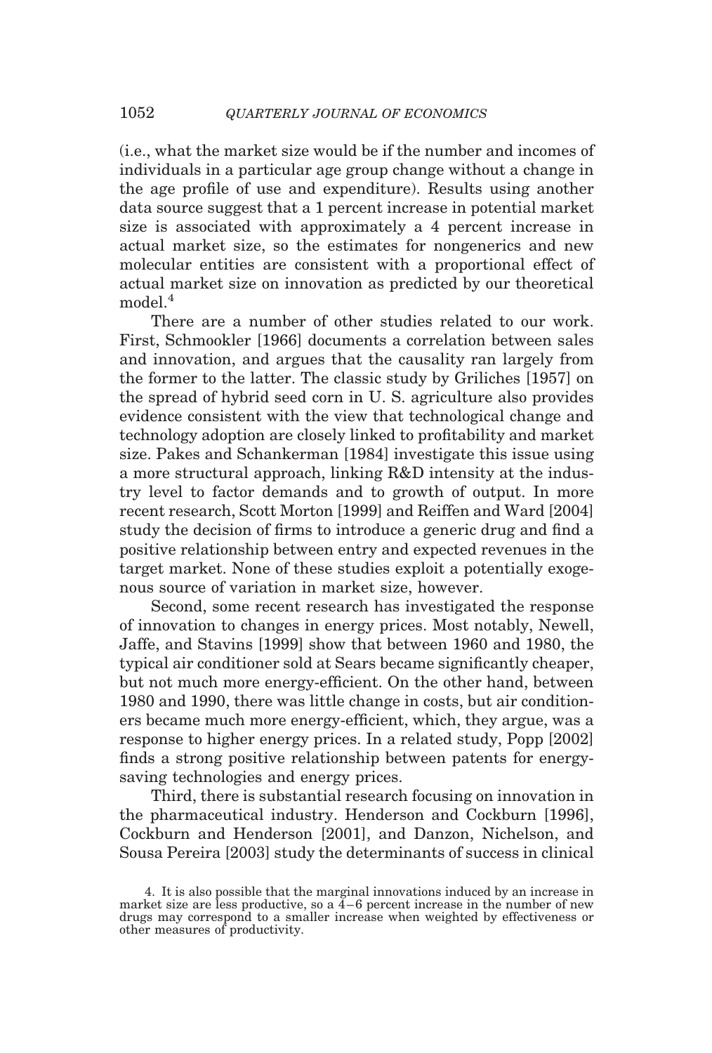(i.e., what the market size would be if the number and incomes of individuals in a particular age group change without a change in the age profile of use and expenditure). Results using another data source suggest that a 1 percent increase in potential market size is associated with approximately a 4 percent increase in actual market size, so the estimates for nongenerics and new molecular entities are consistent with a proportional effect of actual market size on innovation as predicted by our theoretical model.[4]

There are a number of other studies related to our work. First, Schmookler [1966] documents a correlation between sales and innovation, and argues that the causality ran largely from the former to the latter. The classic study by Griliches [1957] on the spread of hybrid seed corn in U. S. agriculture also provides evidence consistent with the view that technological change and technology adoption are closely linked to profitability and market size. Pakes and Schankerman [1984] investigate this issue using a more structural approach, linking R&D intensity at the industry level to factor demands and to growth of output. In more recent research, Scott Morton [1999] and Reiffen and Ward [2004] study the decision of firms to introduce a generic drug and find a positive relationship between entry and expected revenues in the target market. None of these studies exploit a potentially exogenous source of variation in market size, however.

Second, some recent research has investigated the response of innovation to changes in energy prices. Most notably, Newell, Jaffe, and Stavins [1999] show that between 1960 and 1980, the typical air conditioner sold at Sears became significantly cheaper, but not much more energy-efficient. On the other hand, between 1980 and 1990, there was little change in costs, but air conditioners became much more energy-efficient, which, they argue, was a response to higher energy prices. In a related study, Popp [2002] finds a strong positive relationship between patents for energy-saving technologies and energy prices.

Third, there is substantial research focusing on innovation in the pharmaceutical industry. Henderson and Cockburn [1996], Cockburn and Henderson [2001], and Danzon, Nichelson, and Sousa Pereira [2003] study the determinants of success in clinical

4. It is also possible that the marginal innovations induced by an increase in market size are less productive, so a 4–6 percent increase in the number of new drugs may correspond to a smaller increase when weighted by effectiveness or other measures of productivity.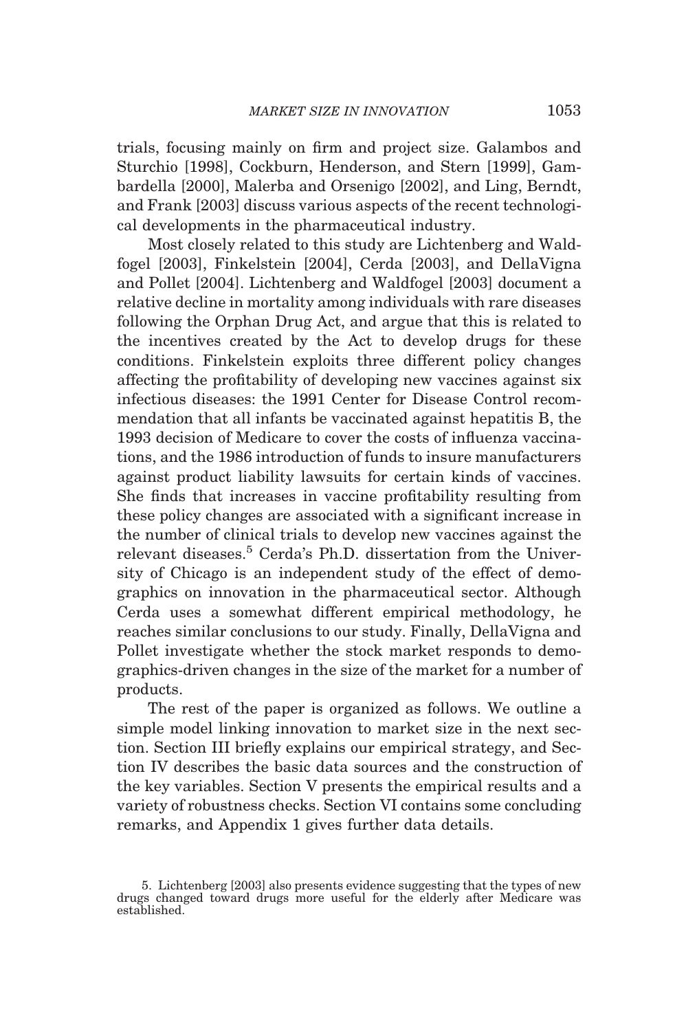trials, focusing mainly on firm and project size. Galambos and Sturchio [1998], Cockburn, Henderson, and Stern [1999], Gambardella [2000], Malerba and Orsenigo [2002], and Ling, Berndt, and Frank [2003] discuss various aspects of the recent technological developments in the pharmaceutical industry.

Most closely related to this study are Lichtenberg and Waldfogel [2003], Finkelstein [2004], Cerda [2003], and DellaVigna and Pollet [2004]. Lichtenberg and Waldfogel [2003] document a relative decline in mortality among individuals with rare diseases following the Orphan Drug Act, and argue that this is related to the incentives created by the Act to develop drugs for these conditions. Finkelstein exploits three different policy changes affecting the profitability of developing new vaccines against six infectious diseases: the 1991 Center for Disease Control recommendation that all infants be vaccinated against hepatitis B, the 1993 decision of Medicare to cover the costs of influenza vaccinations, and the 1986 introduction of funds to insure manufacturers against product liability lawsuits for certain kinds of vaccines. She finds that increases in vaccine profitability resulting from these policy changes are associated with a significant increase in the number of clinical trials to develop new vaccines against the relevant diseases.[5] Cerda's Ph.D. dissertation from the University of Chicago is an independent study of the effect of demographics on innovation in the pharmaceutical sector. Although Cerda uses a somewhat different empirical methodology, he reaches similar conclusions to our study. Finally, DellaVigna and Pollet investigate whether the stock market responds to demographics-driven changes in the size of the market for a number of products.

The rest of the paper is organized as follows. We outline a simple model linking innovation to market size in the next section. Section III briefly explains our empirical strategy, and Section IV describes the basic data sources and the construction of the key variables. Section V presents the empirical results and a variety of robustness checks. Section VI contains some concluding remarks, and Appendix 1 gives further data details.

5. Lichtenberg [2003] also presents evidence suggesting that the types of new drugs changed toward drugs more useful for the elderly after Medicare was established.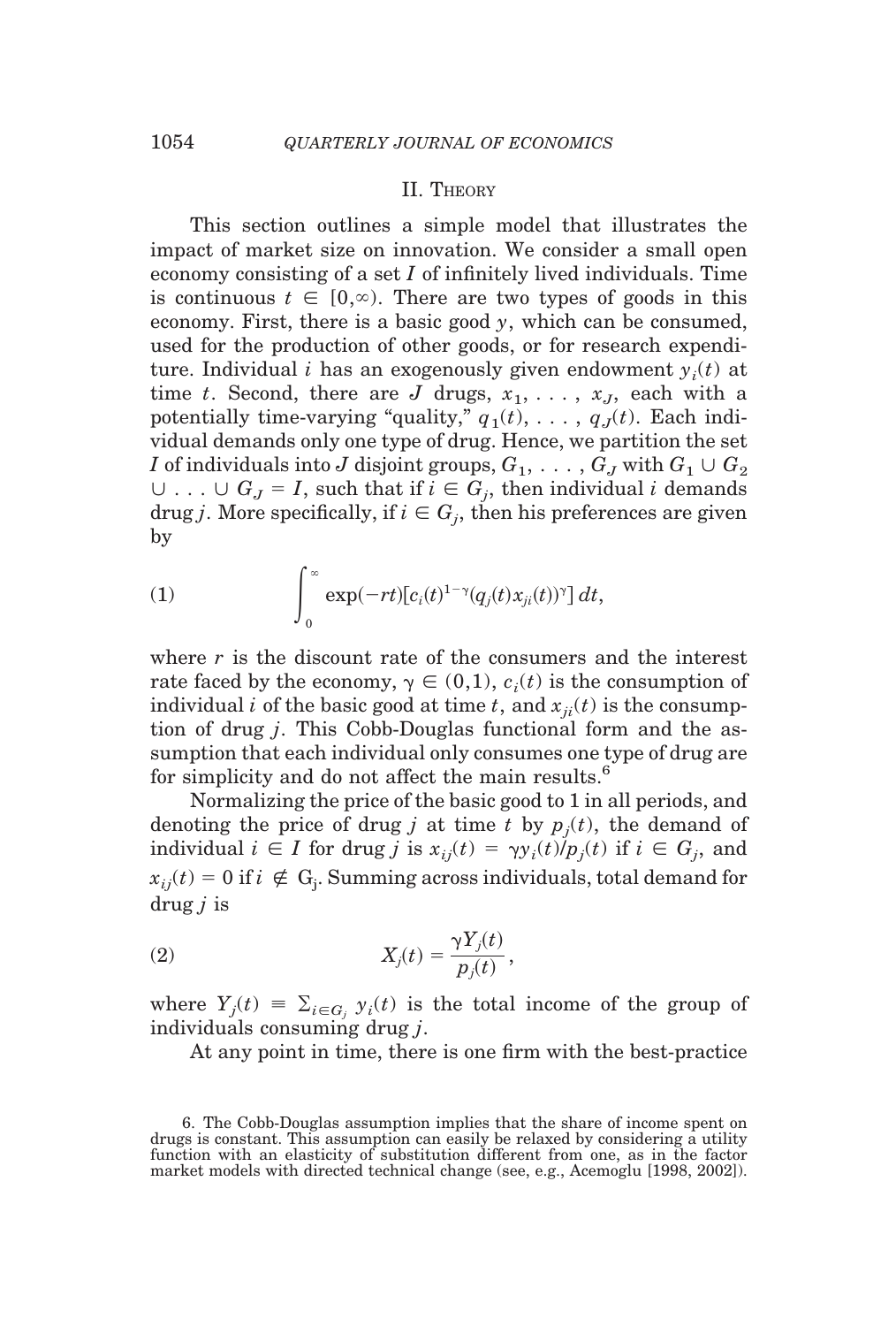## II. Theory

This section outlines a simple model that illustrates the impact of market size on innovation. We consider a small open economy consisting of a set $I$ of infinitely lived individuals. Time is continuous $t \in [0,\infty)$. There are two types of goods in this economy. First, there is a basic good $y$, which can be consumed, used for the production of other goods, or for research expenditure. Individual $i$ has an exogenously given endowment $y_i(t)$ at time $t$. Second, there are $J$ drugs, $x_1, \ldots, x_J$, each with a potentially time-varying "quality," $q_1(t), \ldots, q_J(t)$. Each individual demands only one type of drug. Hence, we partition the set $I$ of individuals into $J$ disjoint groups, $G_1, \ldots, G_J$ with $G_1 \cup G_2 \cup \ldots \cup G_J = I$, such that if $i \in G_j$, then individual $i$ demands drug $j$. More specifically, if $i \in G_j$, then his preferences are given by

$$\int_0^{\infty} \exp(-rt)[c_i(t)^{1-\gamma}(q_j(t)x_{ji}(t))^{\gamma}]\, dt, \tag{1}$$

where $r$ is the discount rate of the consumers and the interest rate faced by the economy, $\gamma \in (0,1)$, $c_i(t)$ is the consumption of individual $i$ of the basic good at time $t$, and $x_{ji}(t)$ is the consumption of drug $j$. This Cobb-Douglas functional form and the assumption that each individual only consumes one type of drug are for simplicity and do not affect the main results.[6]

Normalizing the price of the basic good to 1 in all periods, and denoting the price of drug $j$ at time $t$ by $p_j(t)$, the demand of individual $i \in I$ for drug $j$ is $x_{ij}(t) = \gamma y_i(t)/p_j(t)$ if $i \in G_j$, and $x_{ij}(t) = 0$ if $i \notin G_j$. Summing across individuals, total demand for drug $j$ is

$$X_j(t) = \frac{\gamma Y_j(t)}{p_j(t)}, \tag{2}$$

where $Y_j(t) \equiv \sum_{i \in G_j} y_i(t)$ is the total income of the group of individuals consuming drug $j$.

At any point in time, there is one firm with the best-practice

6. The Cobb-Douglas assumption implies that the share of income spent on drugs is constant. This assumption can easily be relaxed by considering a utility function with an elasticity of substitution different from one, as in the factor market models with directed technical change (see, e.g., Acemoglu [1998, 2002]).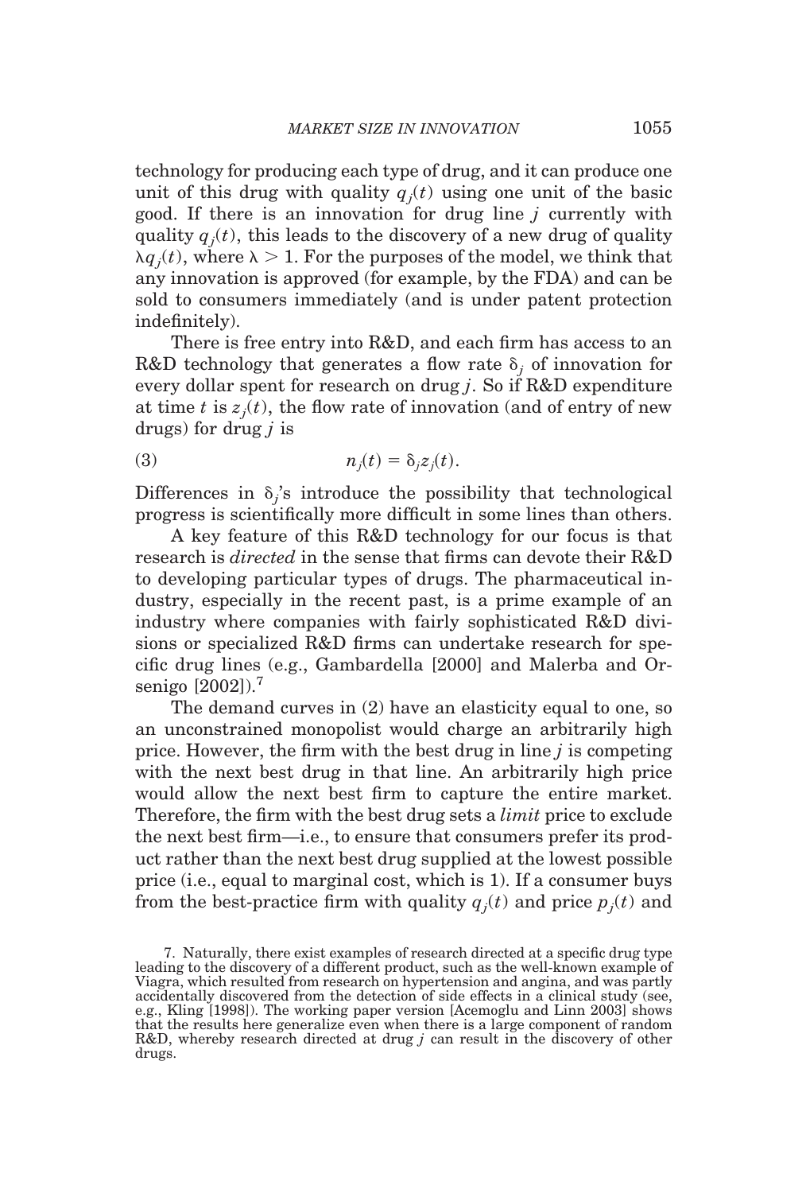technology for producing each type of drug, and it can produce one unit of this drug with quality $q_j(t)$ using one unit of the basic good. If there is an innovation for drug line $j$ currently with quality $q_j(t)$, this leads to the discovery of a new drug of quality $\lambda q_j(t)$, where $\lambda > 1$. For the purposes of the model, we think that any innovation is approved (for example, by the FDA) and can be sold to consumers immediately (and is under patent protection indefinitely).

There is free entry into R&D, and each firm has access to an R&D technology that generates a flow rate $\delta_j$ of innovation for every dollar spent for research on drug $j$. So if R&D expenditure at time $t$ is $z_j(t)$, the flow rate of innovation (and of entry of new drugs) for drug $j$ is

$$n_j(t) = \delta_j z_j(t). \tag{3}$$

Differences in $\delta_j$'s introduce the possibility that technological progress is scientifically more difficult in some lines than others.

A key feature of this R&D technology for our focus is that research is *directed* in the sense that firms can devote their R&D to developing particular types of drugs. The pharmaceutical industry, especially in the recent past, is a prime example of an industry where companies with fairly sophisticated R&D divisions or specialized R&D firms can undertake research for specific drug lines (e.g., Gambardella [2000] and Malerba and Orsenigo [2002]).[7]

The demand curves in (2) have an elasticity equal to one, so an unconstrained monopolist would charge an arbitrarily high price. However, the firm with the best drug in line $j$ is competing with the next best drug in that line. An arbitrarily high price would allow the next best firm to capture the entire market. Therefore, the firm with the best drug sets a *limit* price to exclude the next best firm—i.e., to ensure that consumers prefer its product rather than the next best drug supplied at the lowest possible price (i.e., equal to marginal cost, which is 1). If a consumer buys from the best-practice firm with quality $q_j(t)$ and price $p_j(t)$ and

7. Naturally, there exist examples of research directed at a specific drug type leading to the discovery of a different product, such as the well-known example of Viagra, which resulted from research on hypertension and angina, and was partly accidentally discovered from the detection of side effects in a clinical study (see, e.g., Kling [1998]). The working paper version [Acemoglu and Linn 2003] shows that the results here generalize even when there is a large component of random R&D, whereby research directed at drug $j$ can result in the discovery of other drugs.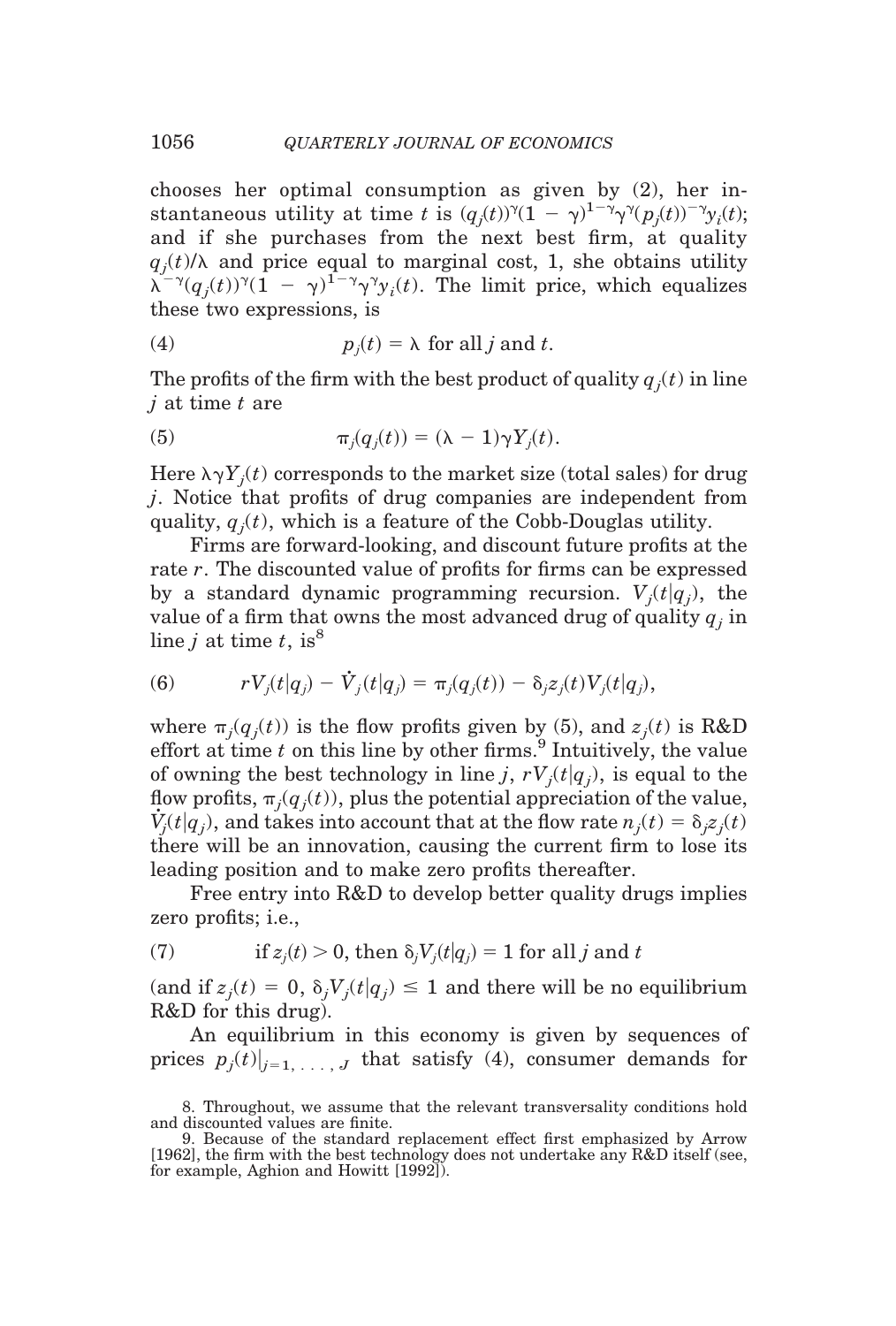chooses her optimal consumption as given by (2), her instantaneous utility at time $t$ is $(q_j(t))^{\gamma}(1-\gamma)^{1-\gamma}\gamma^{\gamma}(p_j(t))^{-\gamma}y_i(t)$; and if she purchases from the next best firm, at quality $q_j(t)/\lambda$ and price equal to marginal cost, 1, she obtains utility $\lambda^{-\gamma}(q_j(t))^{\gamma}(1-\gamma)^{1-\gamma}\gamma^{\gamma}y_i(t)$. The limit price, which equalizes these two expressions, is

$$p_j(t) = \lambda \text{ for all } j \text{ and } t. \tag{4}$$

The profits of the firm with the best product of quality $q_j(t)$ in line $j$ at time $t$ are

$$\pi_j(q_j(t)) = (\lambda - 1)\gamma Y_j(t). \tag{5}$$

Here $\lambda\gamma Y_j(t)$ corresponds to the market size (total sales) for drug $j$. Notice that profits of drug companies are independent from quality, $q_j(t)$, which is a feature of the Cobb-Douglas utility.

Firms are forward-looking, and discount future profits at the rate $r$. The discounted value of profits for firms can be expressed by a standard dynamic programming recursion. $V_j(t|q_j)$, the value of a firm that owns the most advanced drug of quality $q_j$ in line $j$ at time $t$, is[8]

$$rV_j(t|q_j) - \dot{V}_j(t|q_j) = \pi_j(q_j(t)) - \delta_j z_j(t)V_j(t|q_j), \tag{6}$$

where $\pi_j(q_j(t))$ is the flow profits given by (5), and $z_j(t)$ is R&D effort at time $t$ on this line by other firms.[9] Intuitively, the value of owning the best technology in line $j$, $rV_j(t|q_j)$, is equal to the flow profits, $\pi_j(q_j(t))$, plus the potential appreciation of the value, $\dot{V}_j(t|q_j)$, and takes into account that at the flow rate $n_j(t) = \delta_j z_j(t)$ there will be an innovation, causing the current firm to lose its leading position and to make zero profits thereafter.

Free entry into R&D to develop better quality drugs implies zero profits; i.e.,

$$\text{if } z_j(t) > 0, \text{ then } \delta_j V_j(t|q_j) = 1 \text{ for all } j \text{ and } t \tag{7}$$

(and if $z_j(t) = 0$, $\delta_j V_j(t|q_j) \leq 1$ and there will be no equilibrium R&D for this drug).

An equilibrium in this economy is given by sequences of prices $p_j(t)|_{j=1,\ldots,J}$ that satisfy (4), consumer demands for

8. Throughout, we assume that the relevant transversality conditions hold and discounted values are finite.

9. Because of the standard replacement effect first emphasized by Arrow [1962], the firm with the best technology does not undertake any R&D itself (see, for example, Aghion and Howitt [1992]).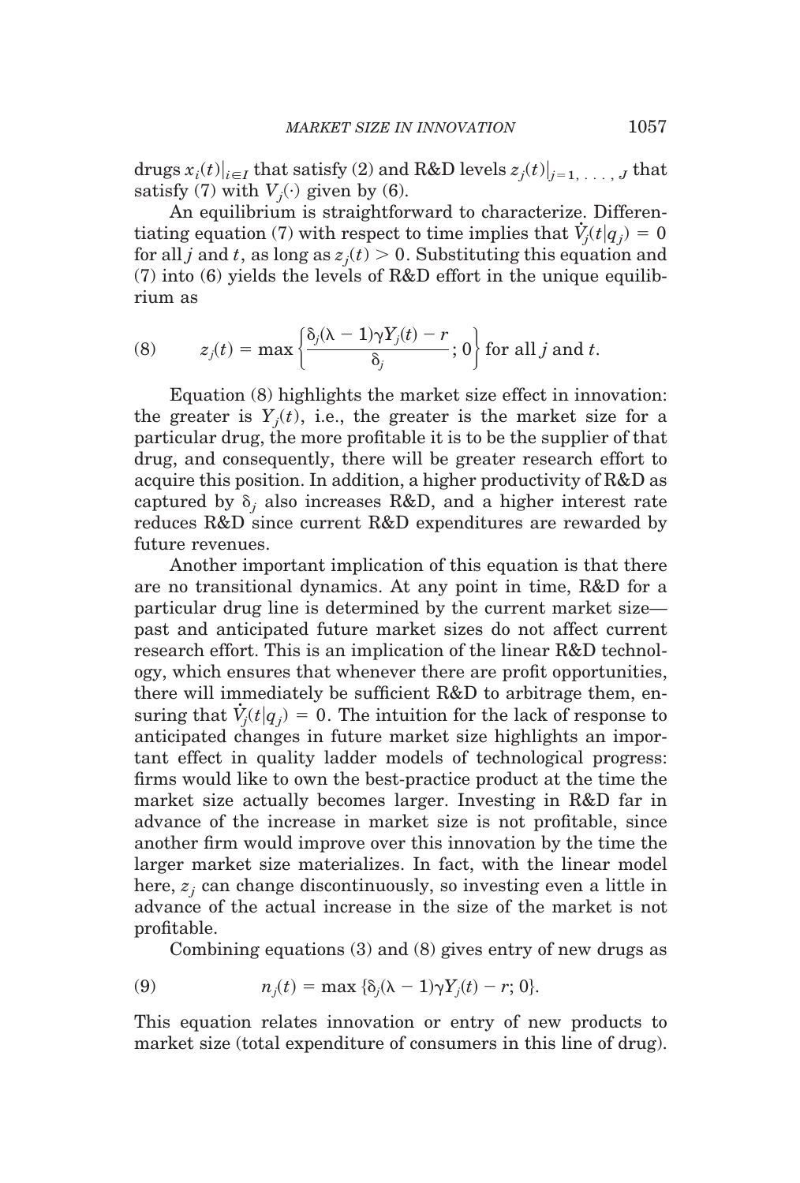drugs $x_i(t)|_{i \in I}$ that satisfy (2) and R&D levels $z_j(t)|_{j=1,\ldots,J}$ that satisfy (7) with $V_j(\cdot)$ given by (6).

An equilibrium is straightforward to characterize. Differentiating equation (7) with respect to time implies that $\dot{V}_j(t|q_j) = 0$ for all $j$ and $t$, as long as $z_j(t) > 0$. Substituting this equation and (7) into (6) yields the levels of R&D effort in the unique equilibrium as

$$(8) \qquad z_j(t) = \max\left\{\frac{\delta_j(\lambda - 1)\gamma Y_j(t) - r}{\delta_j}; 0\right\} \text{ for all } j \text{ and } t.$$

Equation (8) highlights the market size effect in innovation: the greater is $Y_j(t)$, i.e., the greater is the market size for a particular drug, the more profitable it is to be the supplier of that drug, and consequently, there will be greater research effort to acquire this position. In addition, a higher productivity of R&D as captured by $\delta_j$ also increases R&D, and a higher interest rate reduces R&D since current R&D expenditures are rewarded by future revenues.

Another important implication of this equation is that there are no transitional dynamics. At any point in time, R&D for a particular drug line is determined by the current market size—past and anticipated future market sizes do not affect current research effort. This is an implication of the linear R&D technology, which ensures that whenever there are profit opportunities, there will immediately be sufficient R&D to arbitrage them, ensuring that $\dot{V}_j(t|q_j) = 0$. The intuition for the lack of response to anticipated changes in future market size highlights an important effect in quality ladder models of technological progress: firms would like to own the best-practice product at the time the market size actually becomes larger. Investing in R&D far in advance of the increase in market size is not profitable, since another firm would improve over this innovation by the time the larger market size materializes. In fact, with the linear model here, $z_j$ can change discontinuously, so investing even a little in advance of the actual increase in the size of the market is not profitable.

Combining equations (3) and (8) gives entry of new drugs as

$$(9) \qquad n_j(t) = \max\{\delta_j(\lambda - 1)\gamma Y_j(t) - r; 0\}.$$

This equation relates innovation or entry of new products to market size (total expenditure of consumers in this line of drug).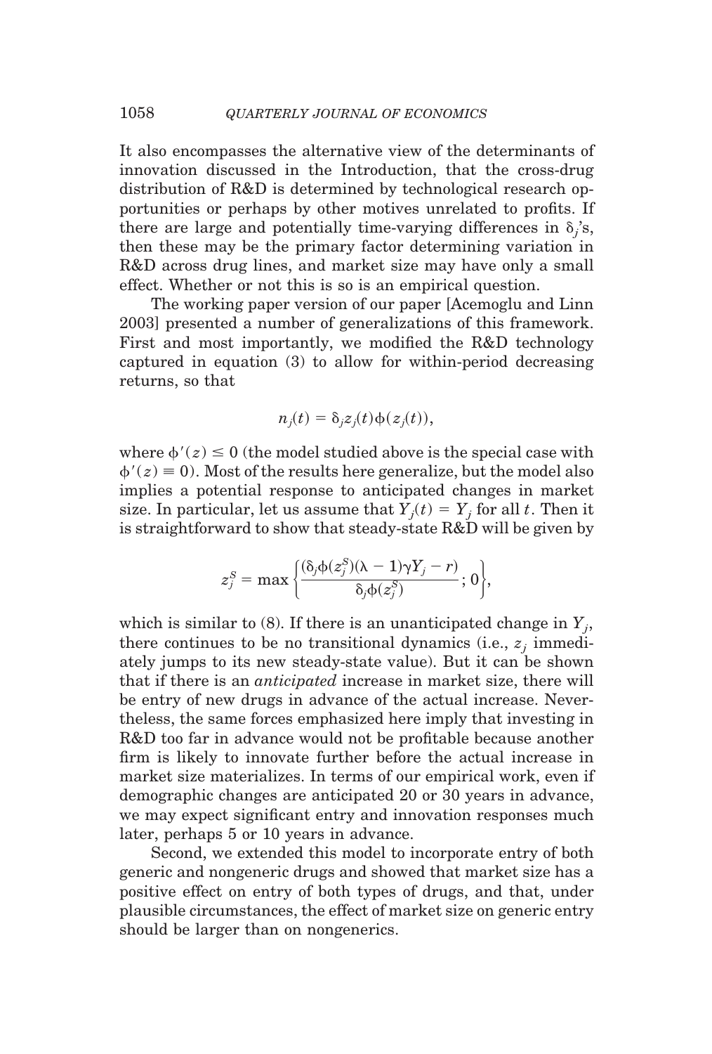It also encompasses the alternative view of the determinants of innovation discussed in the Introduction, that the cross-drug distribution of R&D is determined by technological research opportunities or perhaps by other motives unrelated to profits. If there are large and potentially time-varying differences in $\delta_j$'s, then these may be the primary factor determining variation in R&D across drug lines, and market size may have only a small effect. Whether or not this is so is an empirical question.

The working paper version of our paper [Acemoglu and Linn 2003] presented a number of generalizations of this framework. First and most importantly, we modified the R&D technology captured in equation (3) to allow for within-period decreasing returns, so that

$$n_j(t) = \delta_j z_j(t) \phi(z_j(t)),$$

where $\phi'(z) \leq 0$ (the model studied above is the special case with $\phi'(z) \equiv 0$). Most of the results here generalize, but the model also implies a potential response to anticipated changes in market size. In particular, let us assume that $Y_j(t) = Y_j$ for all $t$. Then it is straightforward to show that steady-state R&D will be given by

$$z_j^S = \max \left\{ \frac{(\delta_j \phi(z_j^S)(\lambda - 1)\gamma Y_j - r)}{\delta_j \phi(z_j^S)} ; 0 \right\},$$

which is similar to (8). If there is an unanticipated change in $Y_j$, there continues to be no transitional dynamics (i.e., $z_j$ immediately jumps to its new steady-state value). But it can be shown that if there is an *anticipated* increase in market size, there will be entry of new drugs in advance of the actual increase. Nevertheless, the same forces emphasized here imply that investing in R&D too far in advance would not be profitable because another firm is likely to innovate further before the actual increase in market size materializes. In terms of our empirical work, even if demographic changes are anticipated 20 or 30 years in advance, we may expect significant entry and innovation responses much later, perhaps 5 or 10 years in advance.

Second, we extended this model to incorporate entry of both generic and nongeneric drugs and showed that market size has a positive effect on entry of both types of drugs, and that, under plausible circumstances, the effect of market size on generic entry should be larger than on nongenerics.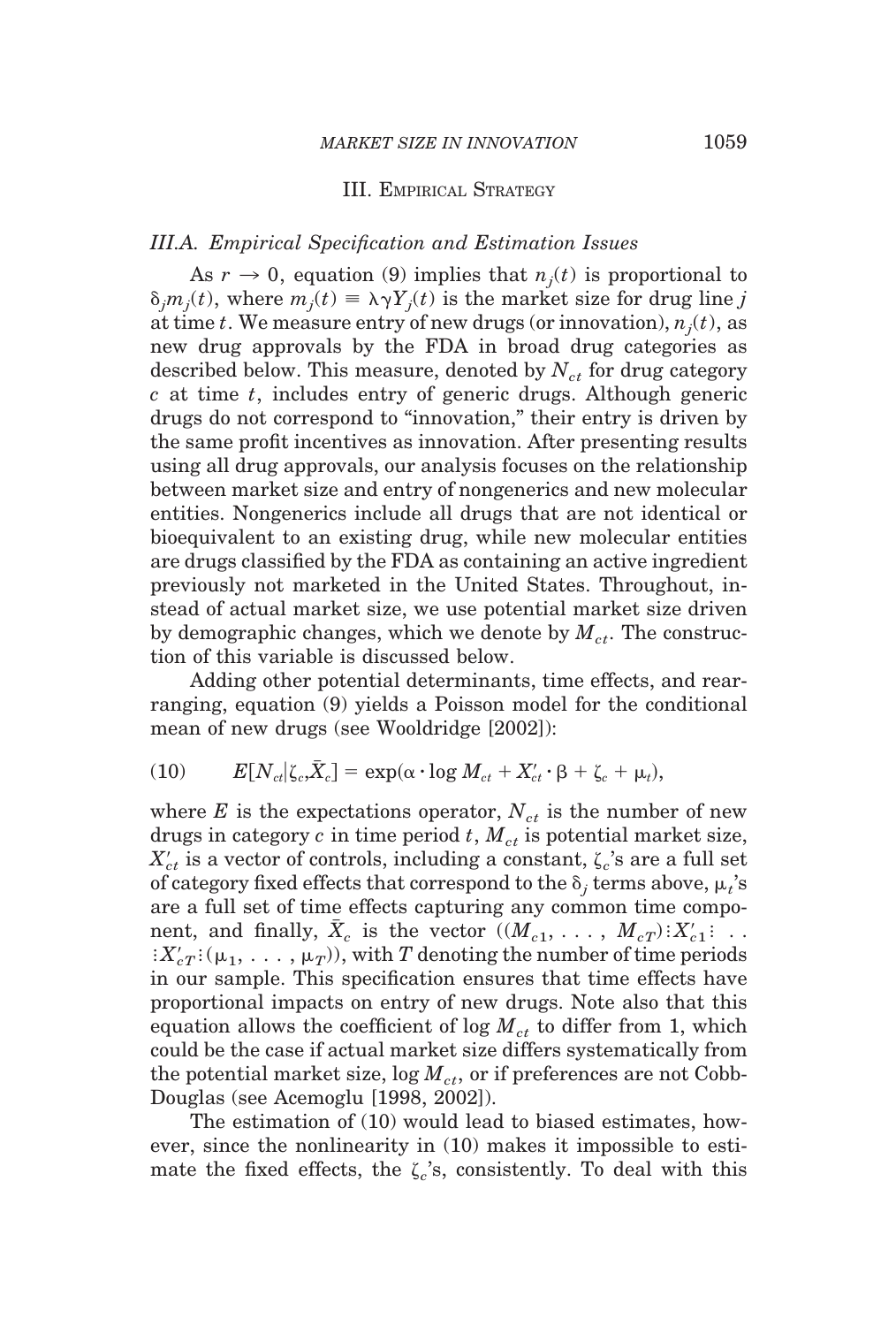## III. Empirical Strategy

### III.A. Empirical Specification and Estimation Issues

As $r \to 0$, equation (9) implies that $n_j(t)$ is proportional to $\delta_j m_j(t)$, where $m_j(t) \equiv \lambda\gamma Y_j(t)$ is the market size for drug line $j$ at time $t$. We measure entry of new drugs (or innovation), $n_j(t)$, as new drug approvals by the FDA in broad drug categories as described below. This measure, denoted by $N_{ct}$ for drug category $c$ at time $t$, includes entry of generic drugs. Although generic drugs do not correspond to "innovation," their entry is driven by the same profit incentives as innovation. After presenting results using all drug approvals, our analysis focuses on the relationship between market size and entry of nongenerics and new molecular entities. Nongenerics include all drugs that are not identical or bioequivalent to an existing drug, while new molecular entities are drugs classified by the FDA as containing an active ingredient previously not marketed in the United States. Throughout, instead of actual market size, we use potential market size driven by demographic changes, which we denote by $M_{ct}$. The construction of this variable is discussed below.

Adding other potential determinants, time effects, and rearranging, equation (9) yields a Poisson model for the conditional mean of new drugs (see Wooldridge [2002]):

$$E[N_{ct}|\zeta_c, \bar{X}_c] = \exp(\alpha \cdot \log M_{ct} + X'_{ct} \cdot \beta + \zeta_c + \mu_t), \tag{10}$$

where $E$ is the expectations operator, $N_{ct}$ is the number of new drugs in category $c$ in time period $t$, $M_{ct}$ is potential market size, $X'_{ct}$ is a vector of controls, including a constant, $\zeta_c$'s are a full set of category fixed effects that correspond to the $\delta_j$ terms above, $\mu_t$'s are a full set of time effects capturing any common time component, and finally, $\bar{X}_c$ is the vector $((M_{c1}, \ldots, M_{cT}) \vdots X'_{c1} \vdots \ldots \vdots X'_{cT} \vdots (\mu_1, \ldots, \mu_T))$, with $T$ denoting the number of time periods in our sample. This specification ensures that time effects have proportional impacts on entry of new drugs. Note also that this equation allows the coefficient of $\log M_{ct}$ to differ from 1, which could be the case if actual market size differs systematically from the potential market size, $\log M_{ct}$, or if preferences are not Cobb-Douglas (see Acemoglu [1998, 2002]).

The estimation of (10) would lead to biased estimates, however, since the nonlinearity in (10) makes it impossible to estimate the fixed effects, the $\zeta_c$'s, consistently. To deal with this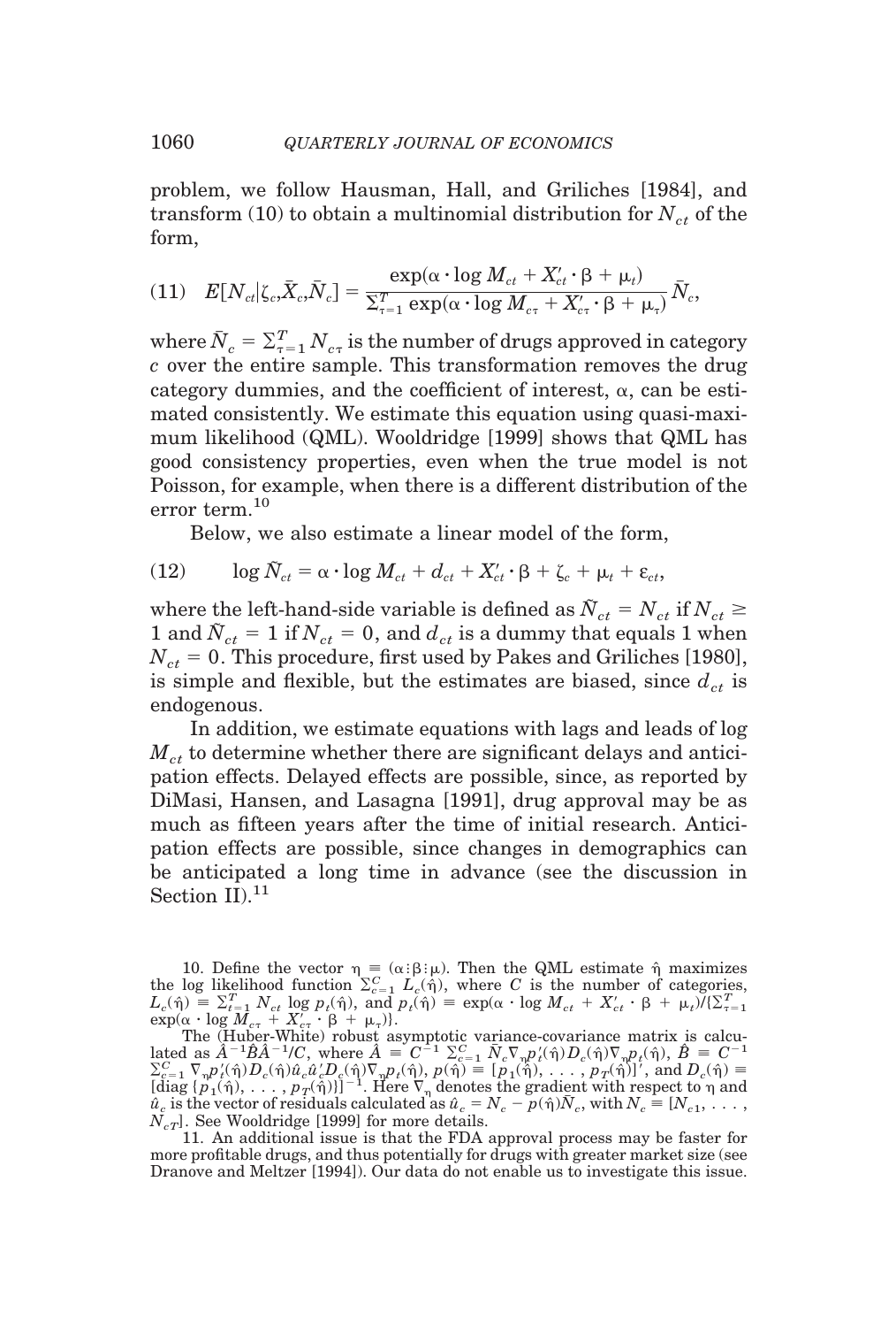problem, we follow Hausman, Hall, and Griliches [1984], and transform (10) to obtain a multinomial distribution for $N_{ct}$ of the form,

$$(11) \quad E[N_{ct}|\zeta_c, \bar{X}_c, \bar{N}_c] = \frac{\exp(\alpha \cdot \log M_{ct} + X'_{ct} \cdot \beta + \mu_t)}{\sum_{\tau=1}^{T} \exp(\alpha \cdot \log M_{c\tau} + X'_{c\tau} \cdot \beta + \mu_\tau)} \bar{N}_c,$$

where $\bar{N}_c = \sum_{\tau=1}^{T} N_{c\tau}$ is the number of drugs approved in category $c$ over the entire sample. This transformation removes the drug category dummies, and the coefficient of interest, $\alpha$, can be estimated consistently. We estimate this equation using quasi-maximum likelihood (QML). Wooldridge [1999] shows that QML has good consistency properties, even when the true model is not Poisson, for example, when there is a different distribution of the error term.[10]

Below, we also estimate a linear model of the form,

$$(12) \qquad \log \tilde{N}_{ct} = \alpha \cdot \log M_{ct} + d_{ct} + X'_{ct} \cdot \beta + \zeta_c + \mu_t + \varepsilon_{ct},$$

where the left-hand-side variable is defined as $\tilde{N}_{ct} = N_{ct}$ if $N_{ct} \geq 1$ and $\tilde{N}_{ct} = 1$ if $N_{ct} = 0$, and $d_{ct}$ is a dummy that equals 1 when $N_{ct} = 0$. This procedure, first used by Pakes and Griliches [1980], is simple and flexible, but the estimates are biased, since $d_{ct}$ is endogenous.

In addition, we estimate equations with lags and leads of log $M_{ct}$ to determine whether there are significant delays and anticipation effects. Delayed effects are possible, since, as reported by DiMasi, Hansen, and Lasagna [1991], drug approval may be as much as fifteen years after the time of initial research. Anticipation effects are possible, since changes in demographics can be anticipated a long time in advance (see the discussion in Section II).[11]

10. Define the vector $\eta \equiv (\alpha \vdots \beta \vdots \mu)$. Then the QML estimate $\hat{\eta}$ maximizes the log likelihood function $\sum_{c=1}^{C} L_c(\hat{\eta})$, where $C$ is the number of categories, $L_c(\hat{\eta}) \equiv \sum_{t=1}^{T} N_{ct} \log p_t(\hat{\eta})$, and $p_t(\hat{\eta}) \equiv \exp(\alpha \cdot \log M_{ct} + X'_{ct} \cdot \beta + \mu_t)/\{\sum_{\tau=1}^{T} \exp(\alpha \cdot \log M_{c\tau} + X'_{c\tau} \cdot \beta + \mu_\tau)\}$.

The (Huber-White) robust asymptotic variance-covariance matrix is calculated as $\hat{A}^{-1}\hat{B}\hat{A}^{-1}/C$, where $\hat{A} \equiv C^{-1} \sum_{c=1}^{C} \bar{N}_c \nabla_\eta p'_t(\hat{\eta}) D_c(\hat{\eta}) \nabla_\eta p_t(\hat{\eta})$, $\hat{B} \equiv C^{-1} \sum_{c=1}^{C} \nabla_\eta p'_t(\hat{\eta}) D_c(\hat{\eta}) \hat{u}_c \hat{u}'_c D_c(\hat{\eta}) \nabla_\eta p_t(\hat{\eta})$, $p(\hat{\eta}) \equiv [p_1(\hat{\eta}), \ldots, p_T(\hat{\eta})]'$, and $D_c(\hat{\eta}) \equiv [\text{diag}\{p_1(\hat{\eta}), \ldots, p_T(\hat{\eta})\}]^{-1}$. Here $\nabla_\eta$ denotes the gradient with respect to $\eta$ and $\hat{u}_c$ is the vector of residuals calculated as $\hat{u}_c = N_c - p(\hat{\eta})\bar{N}_c$, with $N_c \equiv [N_{c1}, \ldots, N_{cT}]$. See Wooldridge [1999] for more details.

11. An additional issue is that the FDA approval process may be faster for more profitable drugs, and thus potentially for drugs with greater market size (see Dranove and Meltzer [1994]). Our data do not enable us to investigate this issue.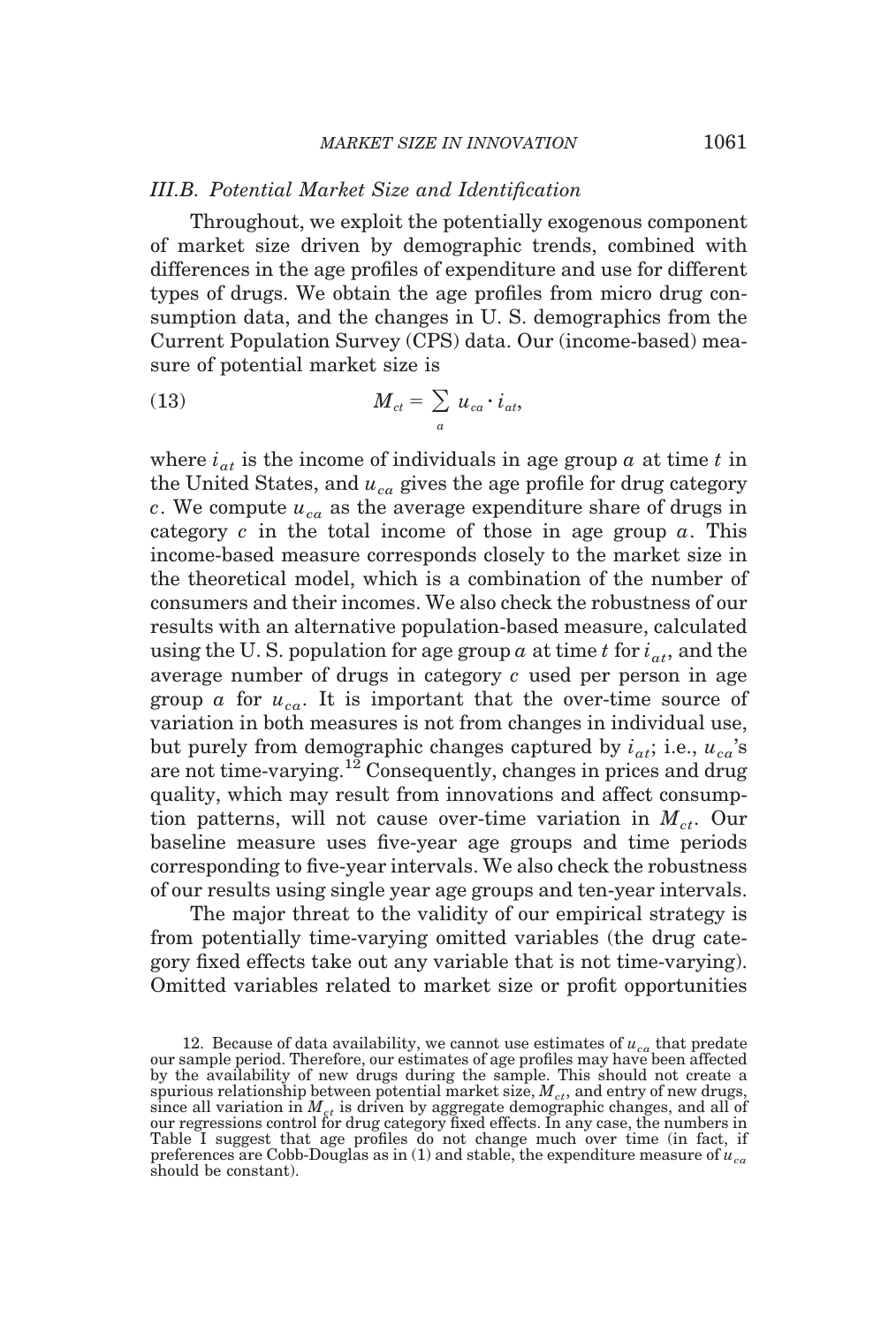### III.B. Potential Market Size and Identification

Throughout, we exploit the potentially exogenous component of market size driven by demographic trends, combined with differences in the age profiles of expenditure and use for different types of drugs. We obtain the age profiles from micro drug consumption data, and the changes in U. S. demographics from the Current Population Survey (CPS) data. Our (income-based) measure of potential market size is

$$M_{ct} = \sum_{a} u_{ca} \cdot i_{at}, \tag{13}$$

where $i_{at}$ is the income of individuals in age group $a$ at time $t$ in the United States, and $u_{ca}$ gives the age profile for drug category $c$. We compute $u_{ca}$ as the average expenditure share of drugs in category $c$ in the total income of those in age group $a$. This income-based measure corresponds closely to the market size in the theoretical model, which is a combination of the number of consumers and their incomes. We also check the robustness of our results with an alternative population-based measure, calculated using the U. S. population for age group $a$ at time $t$ for $i_{at}$, and the average number of drugs in category $c$ used per person in age group $a$ for $u_{ca}$. It is important that the over-time source of variation in both measures is not from changes in individual use, but purely from demographic changes captured by $i_{at}$; i.e., $u_{ca}$'s are not time-varying.[12] Consequently, changes in prices and drug quality, which may result from innovations and affect consumption patterns, will not cause over-time variation in $M_{ct}$. Our baseline measure uses five-year age groups and time periods corresponding to five-year intervals. We also check the robustness of our results using single year age groups and ten-year intervals.

The major threat to the validity of our empirical strategy is from potentially time-varying omitted variables (the drug category fixed effects take out any variable that is not time-varying). Omitted variables related to market size or profit opportunities

12. Because of data availability, we cannot use estimates of $u_{ca}$ that predate our sample period. Therefore, our estimates of age profiles may have been affected by the availability of new drugs during the sample. This should not create a spurious relationship between potential market size, $M_{ct}$, and entry of new drugs, since all variation in $M_{ct}$ is driven by aggregate demographic changes, and all of our regressions control for drug category fixed effects. In any case, the numbers in Table I suggest that age profiles do not change much over time (in fact, if preferences are Cobb-Douglas as in (1) and stable, the expenditure measure of $u_{ca}$ should be constant).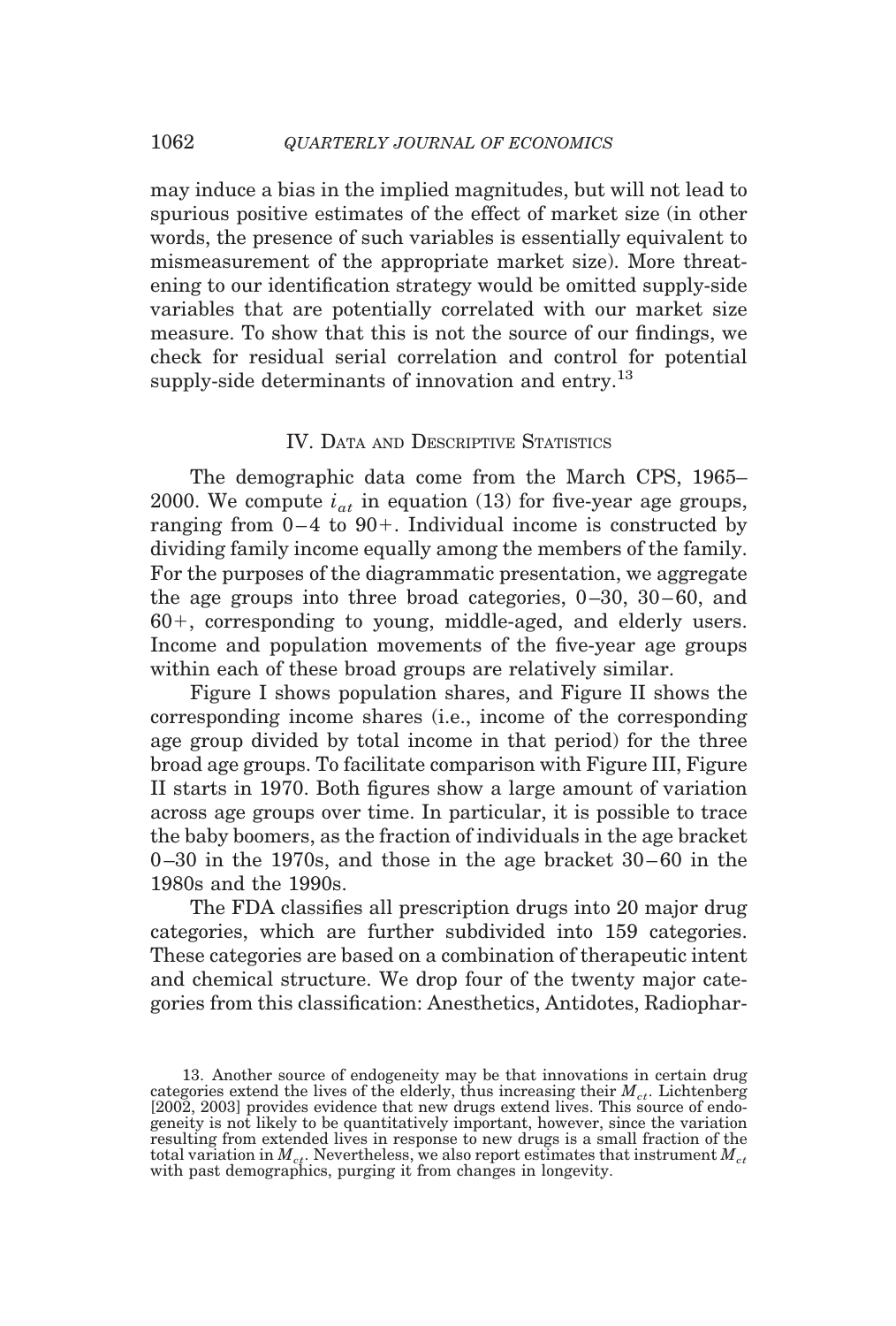may induce a bias in the implied magnitudes, but will not lead to spurious positive estimates of the effect of market size (in other words, the presence of such variables is essentially equivalent to mismeasurement of the appropriate market size). More threatening to our identification strategy would be omitted supply-side variables that are potentially correlated with our market size measure. To show that this is not the source of our findings, we check for residual serial correlation and control for potential supply-side determinants of innovation and entry.[13]

## IV. Data and Descriptive Statistics

The demographic data come from the March CPS, 1965–2000. We compute $i_{at}$ in equation (13) for five-year age groups, ranging from 0–4 to 90+. Individual income is constructed by dividing family income equally among the members of the family. For the purposes of the diagrammatic presentation, we aggregate the age groups into three broad categories, 0–30, 30–60, and 60+, corresponding to young, middle-aged, and elderly users. Income and population movements of the five-year age groups within each of these broad groups are relatively similar.

Figure I shows population shares, and Figure II shows the corresponding income shares (i.e., income of the corresponding age group divided by total income in that period) for the three broad age groups. To facilitate comparison with Figure III, Figure II starts in 1970. Both figures show a large amount of variation across age groups over time. In particular, it is possible to trace the baby boomers, as the fraction of individuals in the age bracket 0–30 in the 1970s, and those in the age bracket 30–60 in the 1980s and the 1990s.

The FDA classifies all prescription drugs into 20 major drug categories, which are further subdivided into 159 categories. These categories are based on a combination of therapeutic intent and chemical structure. We drop four of the twenty major categories from this classification: Anesthetics, Antidotes, Radiophar-

13. Another source of endogeneity may be that innovations in certain drug categories extend the lives of the elderly, thus increasing their $M_{ct}$. Lichtenberg [2002, 2003] provides evidence that new drugs extend lives. This source of endogeneity is not likely to be quantitatively important, however, since the variation resulting from extended lives in response to new drugs is a small fraction of the total variation in $M_{ct}$. Nevertheless, we also report estimates that instrument $M_{ct}$ with past demographics, purging it from changes in longevity.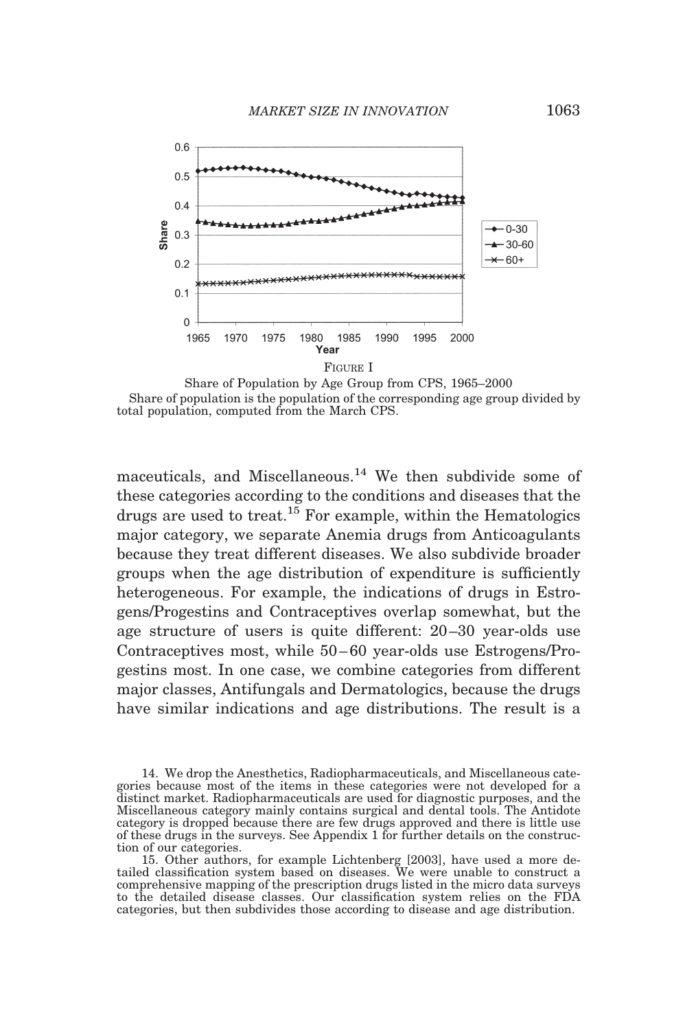FIGURE I

Share of Population by Age Group from CPS, 1965–2000

Share of population is the population of the corresponding age group divided by total population, computed from the March CPS.

maceuticals, and Miscellaneous.[14] We then subdivide some of these categories according to the conditions and diseases that the drugs are used to treat.[15] For example, within the Hematologics major category, we separate Anemia drugs from Anticoagulants because they treat different diseases. We also subdivide broader groups when the age distribution of expenditure is sufficiently heterogeneous. For example, the indications of drugs in Estrogens/Progestins and Contraceptives overlap somewhat, but the age structure of users is quite different: 20–30 year-olds use Contraceptives most, while 50–60 year-olds use Estrogens/Progestins most. In one case, we combine categories from different major classes, Antifungals and Dermatologics, because the drugs have similar indications and age distributions. The result is a

14. We drop the Anesthetics, Radiopharmaceuticals, and Miscellaneous categories because most of the items in these categories were not developed for a distinct market. Radiopharmaceuticals are used for diagnostic purposes, and the Miscellaneous category mainly contains surgical and dental tools. The Antidote category is dropped because there are few drugs approved and there is little use of these drugs in the surveys. See Appendix 1 for further details on the construction of our categories.

15. Other authors, for example Lichtenberg [2003], have used a more detailed classification system based on diseases. We were unable to construct a comprehensive mapping of the prescription drugs listed in the micro data surveys to the detailed disease classes. Our classification system relies on the FDA categories, but then subdivides those according to disease and age distribution.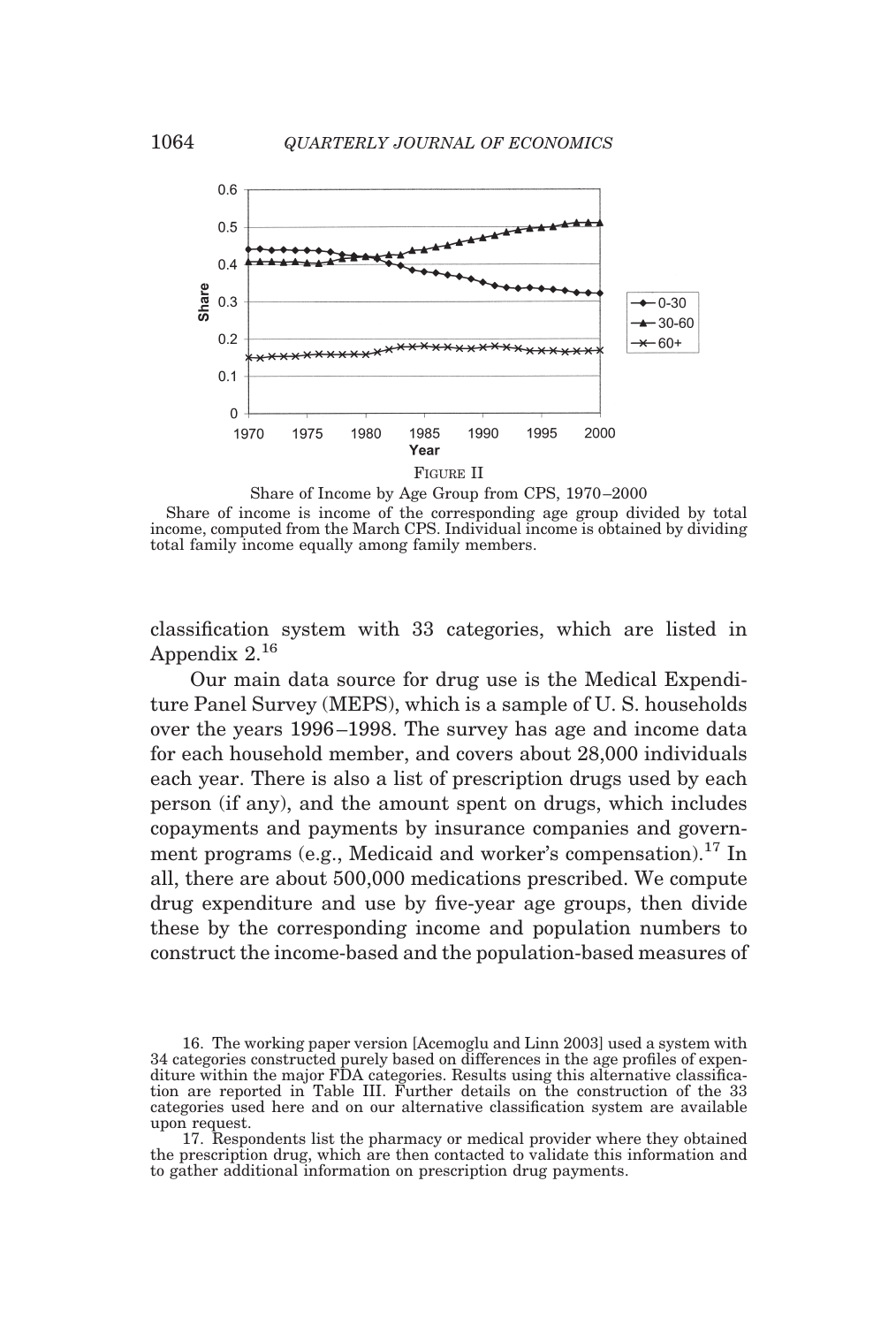FIGURE II

Share of Income by Age Group from CPS, 1970–2000

Share of income is income of the corresponding age group divided by total income, computed from the March CPS. Individual income is obtained by dividing total family income equally among family members.

classification system with 33 categories, which are listed in Appendix 2.[16]

Our main data source for drug use is the Medical Expenditure Panel Survey (MEPS), which is a sample of U. S. households over the years 1996–1998. The survey has age and income data for each household member, and covers about 28,000 individuals each year. There is also a list of prescription drugs used by each person (if any), and the amount spent on drugs, which includes copayments and payments by insurance companies and government programs (e.g., Medicaid and worker's compensation).[17] In all, there are about 500,000 medications prescribed. We compute drug expenditure and use by five-year age groups, then divide these by the corresponding income and population numbers to construct the income-based and the population-based measures of

16. The working paper version [Acemoglu and Linn 2003] used a system with 34 categories constructed purely based on differences in the age profiles of expenditure within the major FDA categories. Results using this alternative classification are reported in Table III. Further details on the construction of the 33 categories used here and on our alternative classification system are available upon request.

17. Respondents list the pharmacy or medical provider where they obtained the prescription drug, which are then contacted to validate this information and to gather additional information on prescription drug payments.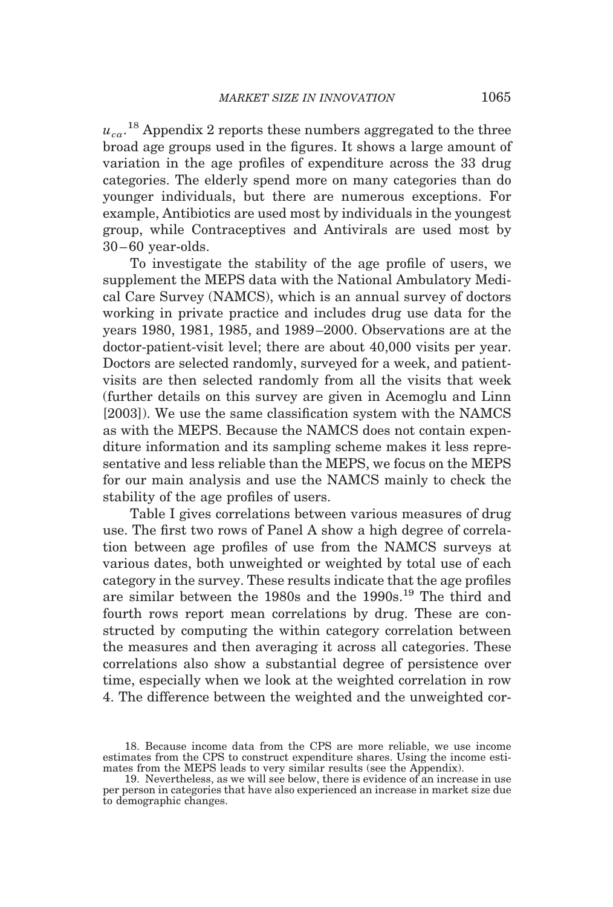$u_{ca}$.[18] Appendix 2 reports these numbers aggregated to the three broad age groups used in the figures. It shows a large amount of variation in the age profiles of expenditure across the 33 drug categories. The elderly spend more on many categories than do younger individuals, but there are numerous exceptions. For example, Antibiotics are used most by individuals in the youngest group, while Contraceptives and Antivirals are used most by 30–60 year-olds.

To investigate the stability of the age profile of users, we supplement the MEPS data with the National Ambulatory Medical Care Survey (NAMCS), which is an annual survey of doctors working in private practice and includes drug use data for the years 1980, 1981, 1985, and 1989–2000. Observations are at the doctor-patient-visit level; there are about 40,000 visits per year. Doctors are selected randomly, surveyed for a week, and patient-visits are then selected randomly from all the visits that week (further details on this survey are given in Acemoglu and Linn [2003]). We use the same classification system with the NAMCS as with the MEPS. Because the NAMCS does not contain expenditure information and its sampling scheme makes it less representative and less reliable than the MEPS, we focus on the MEPS for our main analysis and use the NAMCS mainly to check the stability of the age profiles of users.

Table I gives correlations between various measures of drug use. The first two rows of Panel A show a high degree of correlation between age profiles of use from the NAMCS surveys at various dates, both unweighted or weighted by total use of each category in the survey. These results indicate that the age profiles are similar between the 1980s and the 1990s.[19] The third and fourth rows report mean correlations by drug. These are constructed by computing the within category correlation between the measures and then averaging it across all categories. These correlations also show a substantial degree of persistence over time, especially when we look at the weighted correlation in row 4. The difference between the weighted and the unweighted cor-

18. Because income data from the CPS are more reliable, we use income estimates from the CPS to construct expenditure shares. Using the income estimates from the MEPS leads to very similar results (see the Appendix).

19. Nevertheless, as we will see below, there is evidence of an increase in use per person in categories that have also experienced an increase in market size due to demographic changes.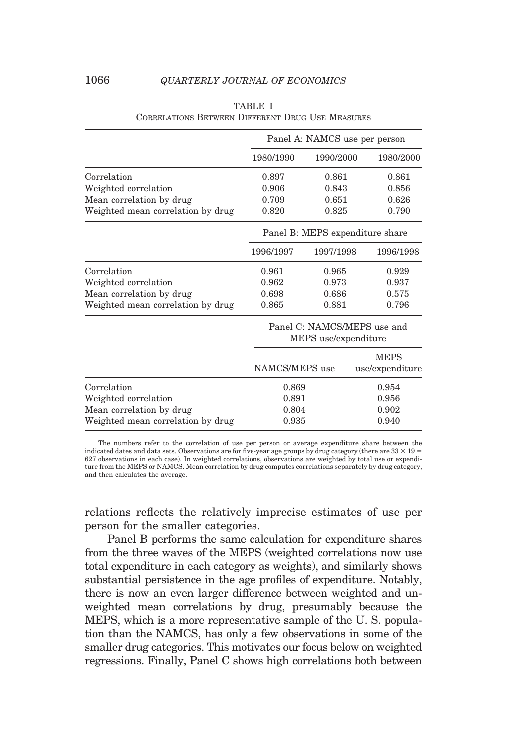TABLE I
CORRELATIONS BETWEEN DIFFERENT DRUG USE MEASURES

| | Panel A: NAMCS use per person | | |
|---|---|---|---|
| | 1980/1990 | 1990/2000 | 1980/2000 |
| Correlation | 0.897 | 0.861 | 0.861 |
| Weighted correlation | 0.906 | 0.843 | 0.856 |
| Mean correlation by drug | 0.709 | 0.651 | 0.626 |
| Weighted mean correlation by drug | 0.820 | 0.825 | 0.790 |
| | **Panel B: MEPS expenditure share** | | |
| | 1996/1997 | 1997/1998 | 1996/1998 |
| Correlation | 0.961 | 0.965 | 0.929 |
| Weighted correlation | 0.962 | 0.973 | 0.937 |
| Mean correlation by drug | 0.698 | 0.686 | 0.575 |
| Weighted mean correlation by drug | 0.865 | 0.881 | 0.796 |
| | **Panel C: NAMCS/MEPS use and MEPS use/expenditure** | | |
| | NAMCS/MEPS use | MEPS use/expenditure | |
| Correlation | 0.869 | 0.954 | |
| Weighted correlation | 0.891 | 0.956 | |
| Mean correlation by drug | 0.804 | 0.902 | |
| Weighted mean correlation by drug | 0.935 | 0.940 | |

The numbers refer to the correlation of use per person or average expenditure share between the indicated dates and data sets. Observations are for five-year age groups by drug category (there are $33 \times 19 = 627$ observations in each case). In weighted correlations, observations are weighted by total use or expenditure from the MEPS or NAMCS. Mean correlation by drug computes correlations separately by drug category, and then calculates the average.

relations reflects the relatively imprecise estimates of use per person for the smaller categories.

Panel B performs the same calculation for expenditure shares from the three waves of the MEPS (weighted correlations now use total expenditure in each category as weights), and similarly shows substantial persistence in the age profiles of expenditure. Notably, there is now an even larger difference between weighted and unweighted mean correlations by drug, presumably because the MEPS, which is a more representative sample of the U. S. population than the NAMCS, has only a few observations in some of the smaller drug categories. This motivates our focus below on weighted regressions. Finally, Panel C shows high correlations both between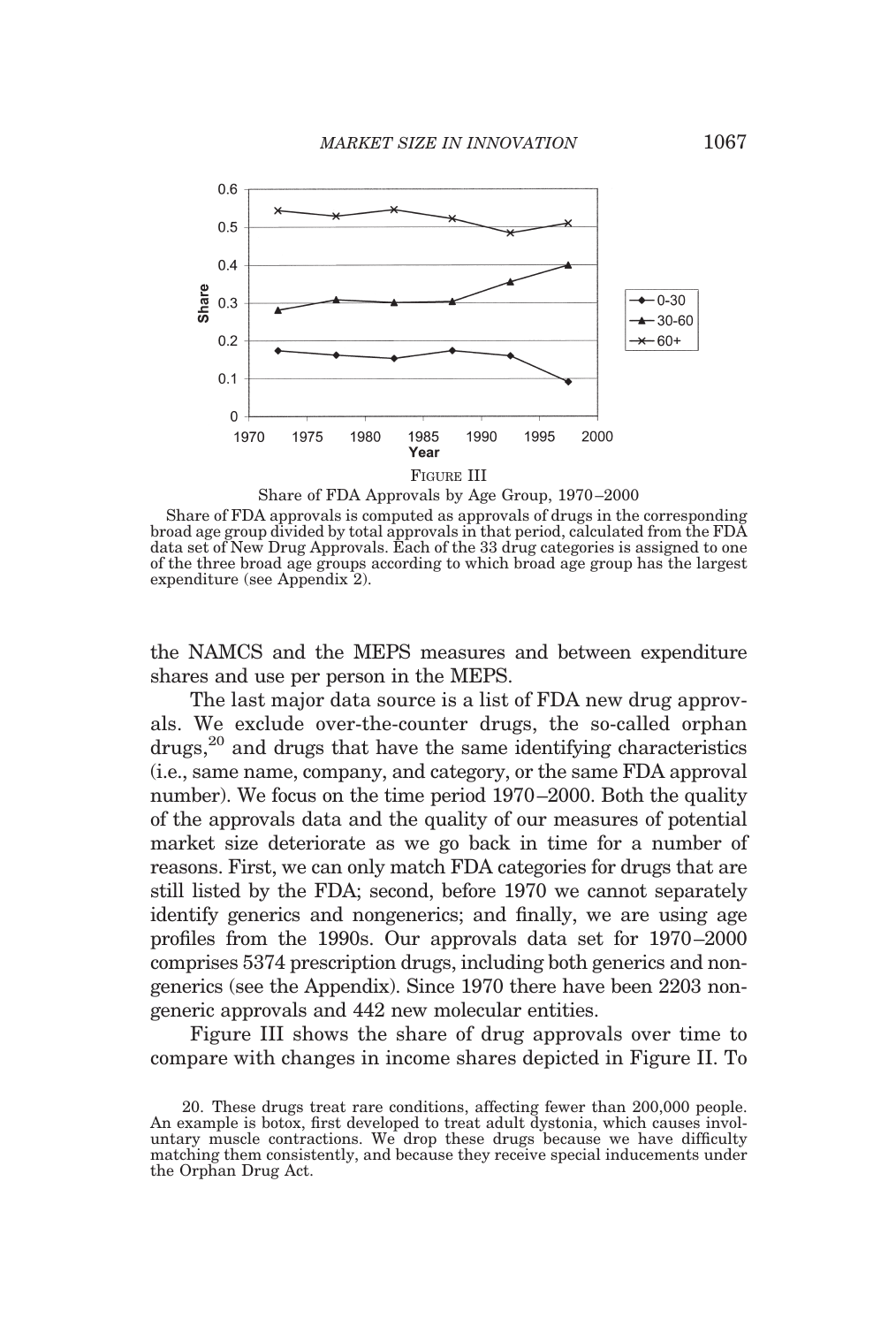FIGURE III

Share of FDA Approvals by Age Group, 1970–2000

Share of FDA approvals is computed as approvals of drugs in the corresponding broad age group divided by total approvals in that period, calculated from the FDA data set of New Drug Approvals. Each of the 33 drug categories is assigned to one of the three broad age groups according to which broad age group has the largest expenditure (see Appendix 2).

the NAMCS and the MEPS measures and between expenditure shares and use per person in the MEPS.

The last major data source is a list of FDA new drug approvals. We exclude over-the-counter drugs, the so-called orphan drugs,[20] and drugs that have the same identifying characteristics (i.e., same name, company, and category, or the same FDA approval number). We focus on the time period 1970–2000. Both the quality of the approvals data and the quality of our measures of potential market size deteriorate as we go back in time for a number of reasons. First, we can only match FDA categories for drugs that are still listed by the FDA; second, before 1970 we cannot separately identify generics and nongenerics; and finally, we are using age profiles from the 1990s. Our approvals data set for 1970–2000 comprises 5374 prescription drugs, including both generics and nongenerics (see the Appendix). Since 1970 there have been 2203 nongeneric approvals and 442 new molecular entities.

Figure III shows the share of drug approvals over time to compare with changes in income shares depicted in Figure II. To

20. These drugs treat rare conditions, affecting fewer than 200,000 people. An example is botox, first developed to treat adult dystonia, which causes involuntary muscle contractions. We drop these drugs because we have difficulty matching them consistently, and because they receive special inducements under the Orphan Drug Act.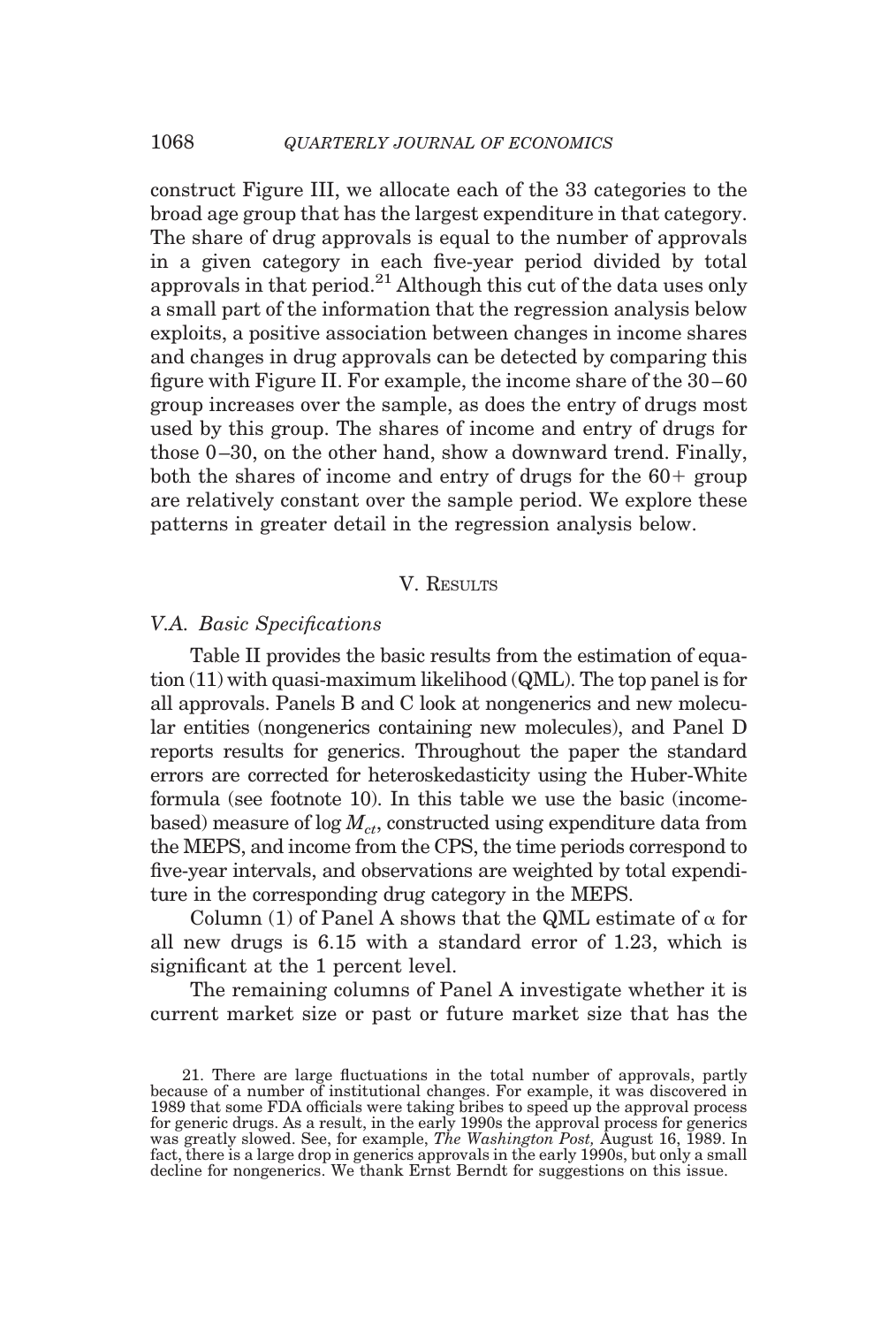construct Figure III, we allocate each of the 33 categories to the broad age group that has the largest expenditure in that category. The share of drug approvals is equal to the number of approvals in a given category in each five-year period divided by total approvals in that period.[21] Although this cut of the data uses only a small part of the information that the regression analysis below exploits, a positive association between changes in income shares and changes in drug approvals can be detected by comparing this figure with Figure II. For example, the income share of the 30–60 group increases over the sample, as does the entry of drugs most used by this group. The shares of income and entry of drugs for those 0–30, on the other hand, show a downward trend. Finally, both the shares of income and entry of drugs for the 60+ group are relatively constant over the sample period. We explore these patterns in greater detail in the regression analysis below.

## V. Results

### V.A. *Basic Specifications*

Table II provides the basic results from the estimation of equation (11) with quasi-maximum likelihood (QML). The top panel is for all approvals. Panels B and C look at nongenerics and new molecular entities (nongenerics containing new molecules), and Panel D reports results for generics. Throughout the paper the standard errors are corrected for heteroskedasticity using the Huber-White formula (see footnote 10). In this table we use the basic (income-based) measure of $\log M_{ct}$, constructed using expenditure data from the MEPS, and income from the CPS, the time periods correspond to five-year intervals, and observations are weighted by total expenditure in the corresponding drug category in the MEPS.

Column (1) of Panel A shows that the QML estimate of $\alpha$ for all new drugs is 6.15 with a standard error of 1.23, which is significant at the 1 percent level.

The remaining columns of Panel A investigate whether it is current market size or past or future market size that has the

---

21. There are large fluctuations in the total number of approvals, partly because of a number of institutional changes. For example, it was discovered in 1989 that some FDA officials were taking bribes to speed up the approval process for generic drugs. As a result, in the early 1990s the approval process for generics was greatly slowed. See, for example, *The Washington Post,* August 16, 1989. In fact, there is a large drop in generics approvals in the early 1990s, but only a small decline for nongenerics. We thank Ernst Berndt for suggestions on this issue.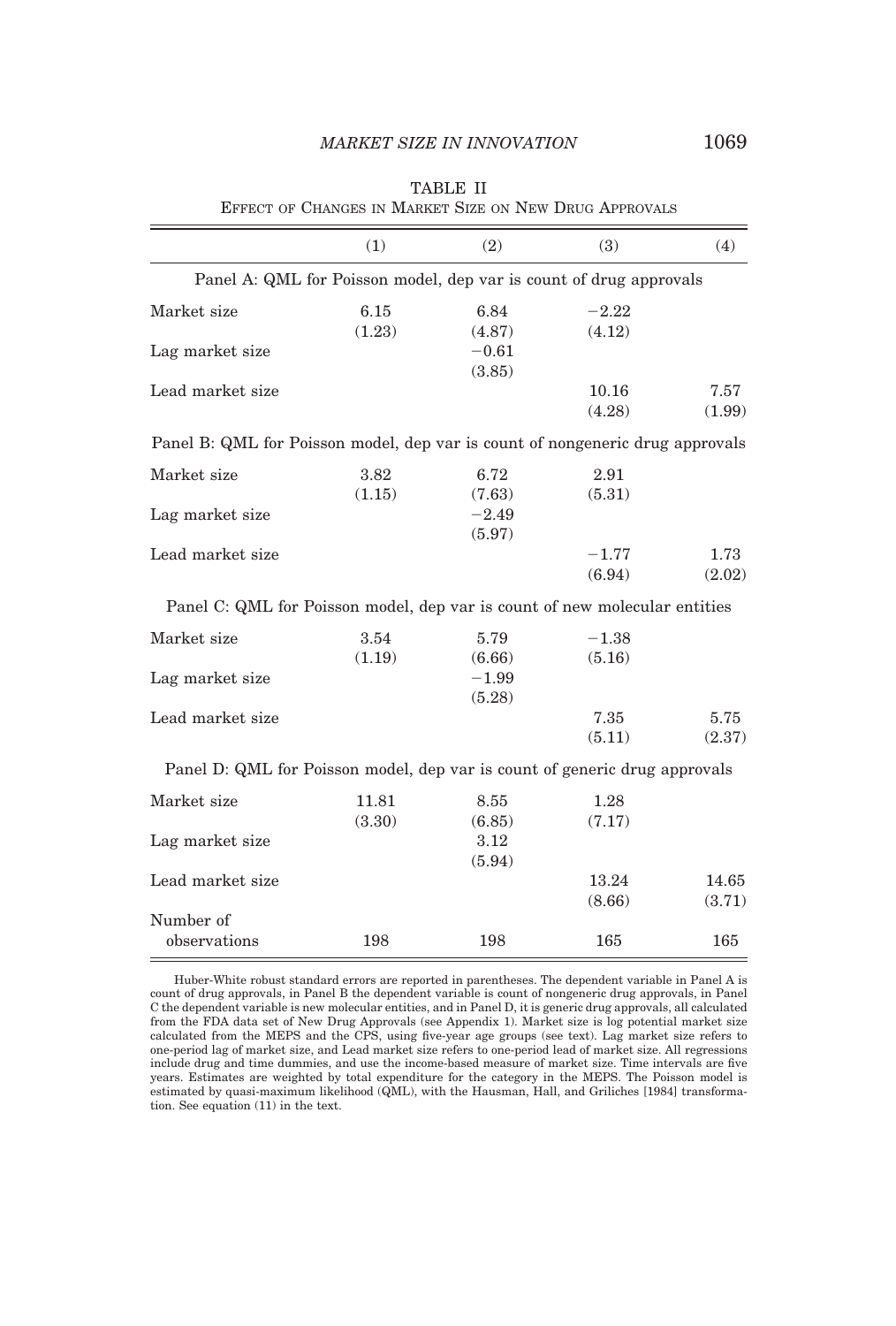TABLE II

EFFECT OF CHANGES IN MARKET SIZE ON NEW DRUG APPROVALS

| | (1) | (2) | (3) | (4) |
|---|---|---|---|---|
| Panel A: QML for Poisson model, dep var is count of drug approvals | | | | |
| Market size | 6.15 | 6.84 | −2.22 | |
| | (1.23) | (4.87) | (4.12) | |
| Lag market size | | −0.61 | | |
| | | (3.85) | | |
| Lead market size | | | 10.16 | 7.57 |
| | | | (4.28) | (1.99) |
| Panel B: QML for Poisson model, dep var is count of nongeneric drug approvals | | | | |
| Market size | 3.82 | 6.72 | 2.91 | |
| | (1.15) | (7.63) | (5.31) | |
| Lag market size | | −2.49 | | |
| | | (5.97) | | |
| Lead market size | | | −1.77 | 1.73 |
| | | | (6.94) | (2.02) |
| Panel C: QML for Poisson model, dep var is count of new molecular entities | | | | |
| Market size | 3.54 | 5.79 | −1.38 | |
| | (1.19) | (6.66) | (5.16) | |
| Lag market size | | −1.99 | | |
| | | (5.28) | | |
| Lead market size | | | 7.35 | 5.75 |
| | | | (5.11) | (2.37) |
| Panel D: QML for Poisson model, dep var is count of generic drug approvals | | | | |
| Market size | 11.81 | 8.55 | 1.28 | |
| | (3.30) | (6.85) | (7.17) | |
| Lag market size | | 3.12 | | |
| | | (5.94) | | |
| Lead market size | | | 13.24 | 14.65 |
| | | | (8.66) | (3.71) |
| Number of observations | 198 | 198 | 165 | 165 |

Huber-White robust standard errors are reported in parentheses. The dependent variable in Panel A is count of drug approvals, in Panel B the dependent variable is count of nongeneric drug approvals, in Panel C the dependent variable is new molecular entities, and in Panel D, it is generic drug approvals, all calculated from the FDA data set of New Drug Approvals (see Appendix 1). Market size is log potential market size calculated from the MEPS and the CPS, using five-year age groups (see text). Lag market size refers to one-period lag of market size, and Lead market size refers to one-period lead of market size. All regressions include drug and time dummies, and use the income-based measure of market size. Time intervals are five years. Estimates are weighted by total expenditure for the category in the MEPS. The Poisson model is estimated by quasi-maximum likelihood (QML), with the Hausman, Hall, and Griliches [1984] transformation. See equation (11) in the text.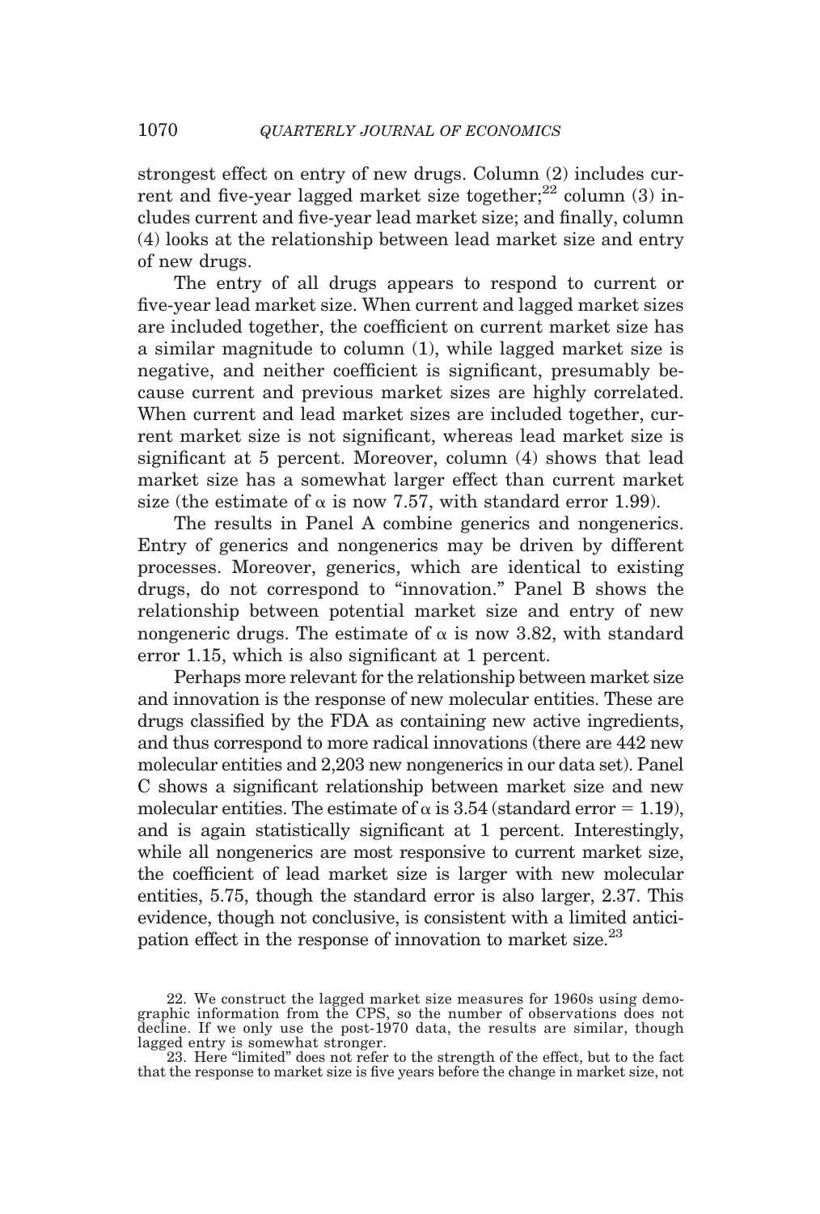strongest effect on entry of new drugs. Column (2) includes current and five-year lagged market size together;[22] column (3) includes current and five-year lead market size; and finally, column (4) looks at the relationship between lead market size and entry of new drugs.

The entry of all drugs appears to respond to current or five-year lead market size. When current and lagged market sizes are included together, the coefficient on current market size has a similar magnitude to column (1), while lagged market size is negative, and neither coefficient is significant, presumably because current and previous market sizes are highly correlated. When current and lead market sizes are included together, current market size is not significant, whereas lead market size is significant at 5 percent. Moreover, column (4) shows that lead market size has a somewhat larger effect than current market size (the estimate of $\alpha$ is now 7.57, with standard error 1.99).

The results in Panel A combine generics and nongenerics. Entry of generics and nongenerics may be driven by different processes. Moreover, generics, which are identical to existing drugs, do not correspond to "innovation." Panel B shows the relationship between potential market size and entry of new nongeneric drugs. The estimate of $\alpha$ is now 3.82, with standard error 1.15, which is also significant at 1 percent.

Perhaps more relevant for the relationship between market size and innovation is the response of new molecular entities. These are drugs classified by the FDA as containing new active ingredients, and thus correspond to more radical innovations (there are 442 new molecular entities and 2,203 new nongenerics in our data set). Panel C shows a significant relationship between market size and new molecular entities. The estimate of $\alpha$ is 3.54 (standard error = 1.19), and is again statistically significant at 1 percent. Interestingly, while all nongenerics are most responsive to current market size, the coefficient of lead market size is larger with new molecular entities, 5.75, though the standard error is also larger, 2.37. This evidence, though not conclusive, is consistent with a limited anticipation effect in the response of innovation to market size.[23]

22. We construct the lagged market size measures for 1960s using demographic information from the CPS, so the number of observations does not decline. If we only use the post-1970 data, the results are similar, though lagged entry is somewhat stronger.

23. Here "limited" does not refer to the strength of the effect, but to the fact that the response to market size is five years before the change in market size, not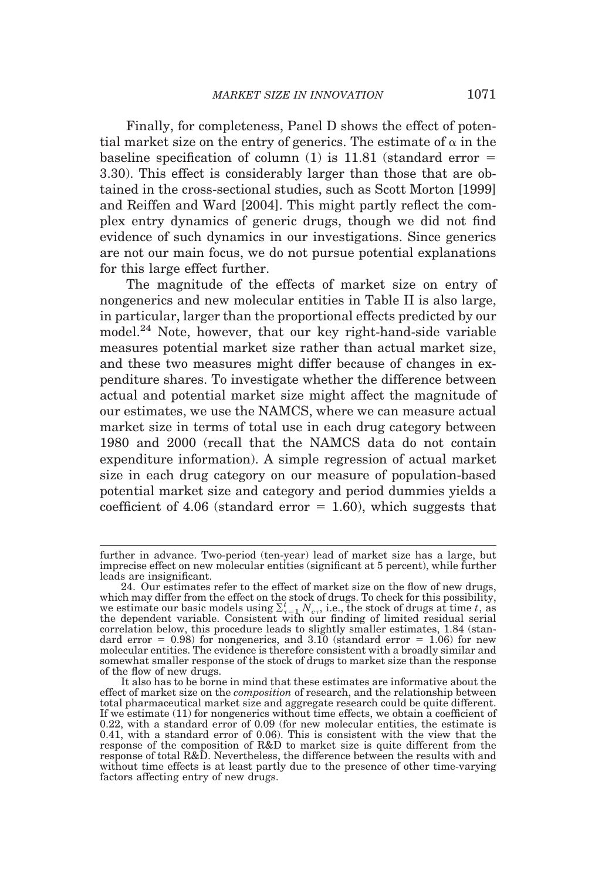Finally, for completeness, Panel D shows the effect of potential market size on the entry of generics. The estimate of $\alpha$ in the baseline specification of column (1) is 11.81 (standard error = 3.30). This effect is considerably larger than those that are obtained in the cross-sectional studies, such as Scott Morton [1999] and Reiffen and Ward [2004]. This might partly reflect the complex entry dynamics of generic drugs, though we did not find evidence of such dynamics in our investigations. Since generics are not our main focus, we do not pursue potential explanations for this large effect further.

The magnitude of the effects of market size on entry of nongenerics and new molecular entities in Table II is also large, in particular, larger than the proportional effects predicted by our model.[24] Note, however, that our key right-hand-side variable measures potential market size rather than actual market size, and these two measures might differ because of changes in expenditure shares. To investigate whether the difference between actual and potential market size might affect the magnitude of our estimates, we use the NAMCS, where we can measure actual market size in terms of total use in each drug category between 1980 and 2000 (recall that the NAMCS data do not contain expenditure information). A simple regression of actual market size in each drug category on our measure of population-based potential market size and category and period dummies yields a coefficient of 4.06 (standard error = 1.60), which suggests that

---

further in advance. Two-period (ten-year) lead of market size has a large, but imprecise effect on new molecular entities (significant at 5 percent), while further leads are insignificant.

24. Our estimates refer to the effect of market size on the flow of new drugs, which may differ from the effect on the stock of drugs. To check for this possibility, we estimate our basic models using $\sum_{\tau=1}^{t} N_{c\tau}$, i.e., the stock of drugs at time $t$, as the dependent variable. Consistent with our finding of limited residual serial correlation below, this procedure leads to slightly smaller estimates, 1.84 (standard error = 0.98) for nongenerics, and 3.10 (standard error = 1.06) for new molecular entities. The evidence is therefore consistent with a broadly similar and somewhat smaller response of the stock of drugs to market size than the response of the flow of new drugs.

It also has to be borne in mind that these estimates are informative about the effect of market size on the *composition* of research, and the relationship between total pharmaceutical market size and aggregate research could be quite different. If we estimate (11) for nongenerics without time effects, we obtain a coefficient of 0.22, with a standard error of 0.09 (for new molecular entities, the estimate is 0.41, with a standard error of 0.06). This is consistent with the view that the response of the composition of R&D to market size is quite different from the response of total R&D. Nevertheless, the difference between the results with and without time effects is at least partly due to the presence of other time-varying factors affecting entry of new drugs.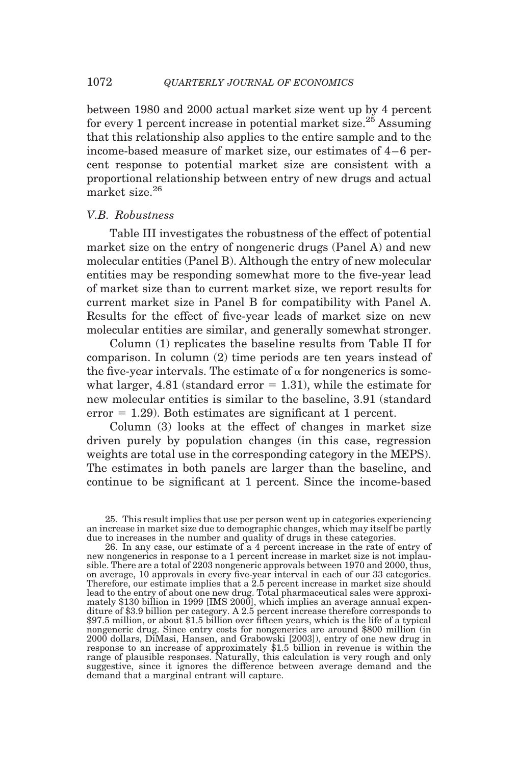between 1980 and 2000 actual market size went up by 4 percent for every 1 percent increase in potential market size.[25] Assuming that this relationship also applies to the entire sample and to the income-based measure of market size, our estimates of 4–6 percent response to potential market size are consistent with a proportional relationship between entry of new drugs and actual market size.[26]

### *V.B. Robustness*

Table III investigates the robustness of the effect of potential market size on the entry of nongeneric drugs (Panel A) and new molecular entities (Panel B). Although the entry of new molecular entities may be responding somewhat more to the five-year lead of market size than to current market size, we report results for current market size in Panel B for compatibility with Panel A. Results for the effect of five-year leads of market size on new molecular entities are similar, and generally somewhat stronger.

Column (1) replicates the baseline results from Table II for comparison. In column (2) time periods are ten years instead of the five-year intervals. The estimate of $\alpha$ for nongenerics is somewhat larger, 4.81 (standard error = 1.31), while the estimate for new molecular entities is similar to the baseline, 3.91 (standard error = 1.29). Both estimates are significant at 1 percent.

Column (3) looks at the effect of changes in market size driven purely by population changes (in this case, regression weights are total use in the corresponding category in the MEPS). The estimates in both panels are larger than the baseline, and continue to be significant at 1 percent. Since the income-based

25. This result implies that use per person went up in categories experiencing an increase in market size due to demographic changes, which may itself be partly due to increases in the number and quality of drugs in these categories.

26. In any case, our estimate of a 4 percent increase in the rate of entry of new nongenerics in response to a 1 percent increase in market size is not implausible. There are a total of 2203 nongeneric approvals between 1970 and 2000, thus, on average, 10 approvals in every five-year interval in each of our 33 categories. Therefore, our estimate implies that a 2.5 percent increase in market size should lead to the entry of about one new drug. Total pharmaceutical sales were approximately \$130 billion in 1999 [IMS 2000], which implies an average annual expenditure of \$3.9 billion per category. A 2.5 percent increase therefore corresponds to \$97.5 million, or about \$1.5 billion over fifteen years, which is the life of a typical nongeneric drug. Since entry costs for nongenerics are around \$800 million (in 2000 dollars, DiMasi, Hansen, and Grabowski [2003]), entry of one new drug in response to an increase of approximately \$1.5 billion in revenue is within the range of plausible responses. Naturally, this calculation is very rough and only suggestive, since it ignores the difference between average demand and the demand that a marginal entrant will capture.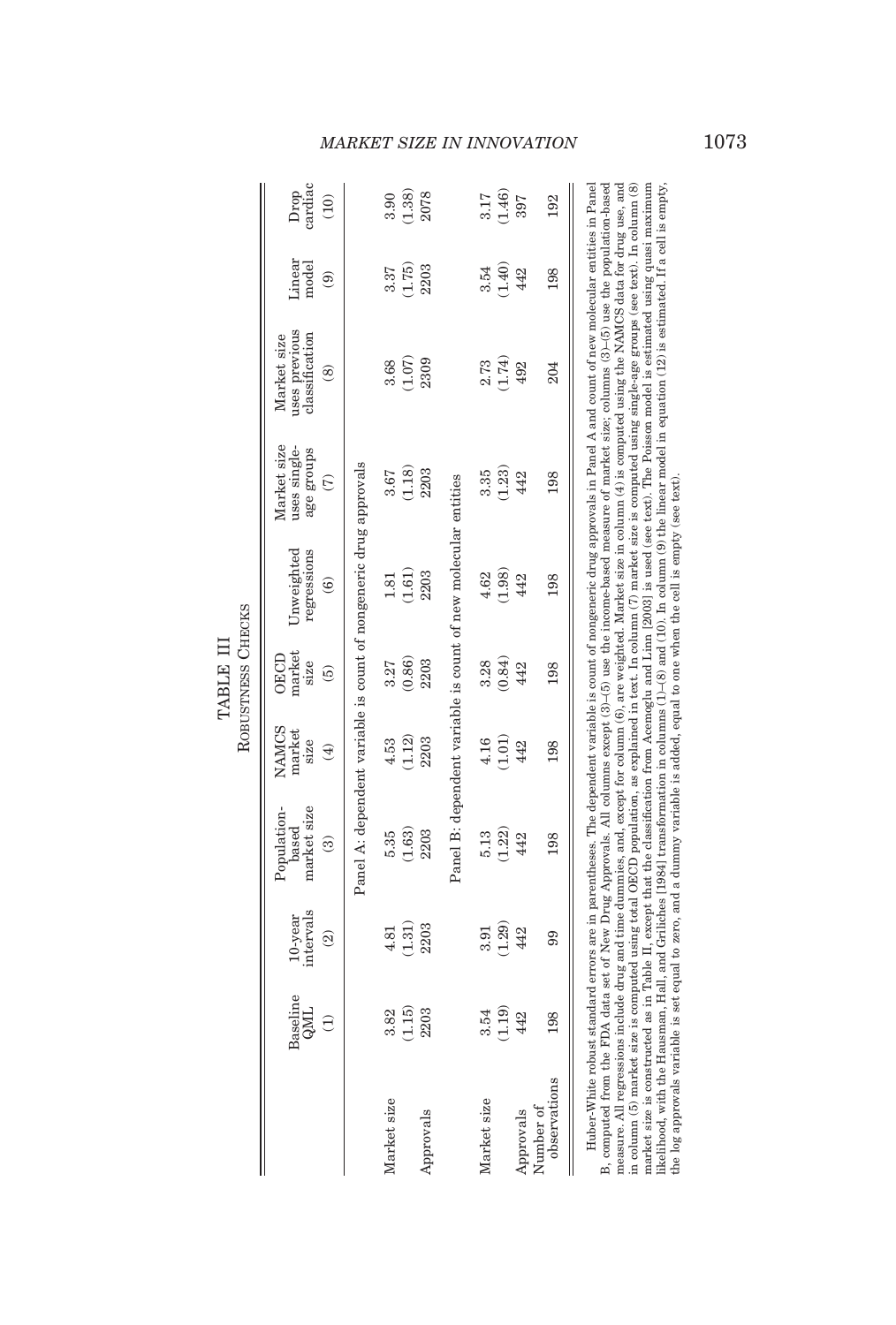TABLE III

ROBUSTNESS CHECKS

| | Baseline QML (1) | 10-year intervals (2) | Population-based market size (3) | NAMCS market size (4) | OECD market size (5) | Unweighted regressions (6) | Market size uses single-age groups (7) | Market size uses previous classification (8) | Linear model (9) | Drop cardiac (10) |
|---|---|---|---|---|---|---|---|---|---|---|
| | Panel A: dependent variable is count of nongeneric drug approvals | | | | | | | | | |
| Market size | 3.82 | 4.81 | 5.35 | 4.53 | 3.27 | 1.81 | 3.67 | 3.68 | 3.37 | 3.90 |
| | (1.15) | (1.31) | (1.63) | (1.12) | (0.86) | (1.61) | (1.18) | (1.07) | (1.75) | (1.38) |
| Approvals | 2203 | 2203 | 2203 | 2203 | 2203 | 2203 | 2203 | 2309 | 2203 | 2078 |
| | Panel B: dependent variable is count of new molecular entities | | | | | | | | | |
| Market size | 3.54 | 3.91 | 5.13 | 4.16 | 3.28 | 4.62 | 3.35 | 2.73 | 3.54 | 3.17 |
| | (1.19) | (1.29) | (1.22) | (1.01) | (0.84) | (1.98) | (1.23) | (1.74) | (1.40) | (1.46) |
| Approvals | 442 | 442 | 442 | 442 | 442 | 442 | 442 | 492 | 442 | 397 |
| Number of observations | 198 | 99 | 198 | 198 | 198 | 198 | 198 | 204 | 198 | 192 |

Huber-White robust standard errors are in parentheses. The dependent variable is count of nongeneric drug approvals in Panel A and count of new molecular entities in Panel B, computed from the FDA data set of New Drug Approvals. All columns except (3)–(5) use the income-based measure of market size; columns (3)–(5) use the population-based measure. All regressions include drug and time dummies, and, except for column (6), are weighted. Market size in column (4) is computed using the NAMCS data for drug use, and in column (5) market size is computed using total OECD population, as explained in text. In column (7) market size is computed using single-age groups (see text). In column (8) market size is constructed as in Table II, except that the classification from Acemoglu and Linn [2003] is used (see text). The Poisson model is estimated using quasi maximum likelihood, with the Hausman, Hall, and Griliches [1984] transformation in columns (1)–(8) and (10). In column (9) the linear model in equation (12) is estimated. If a cell is empty, the log approvals variable is set equal to zero, and a dummy variable is added, equal to one when the cell is empty (see text).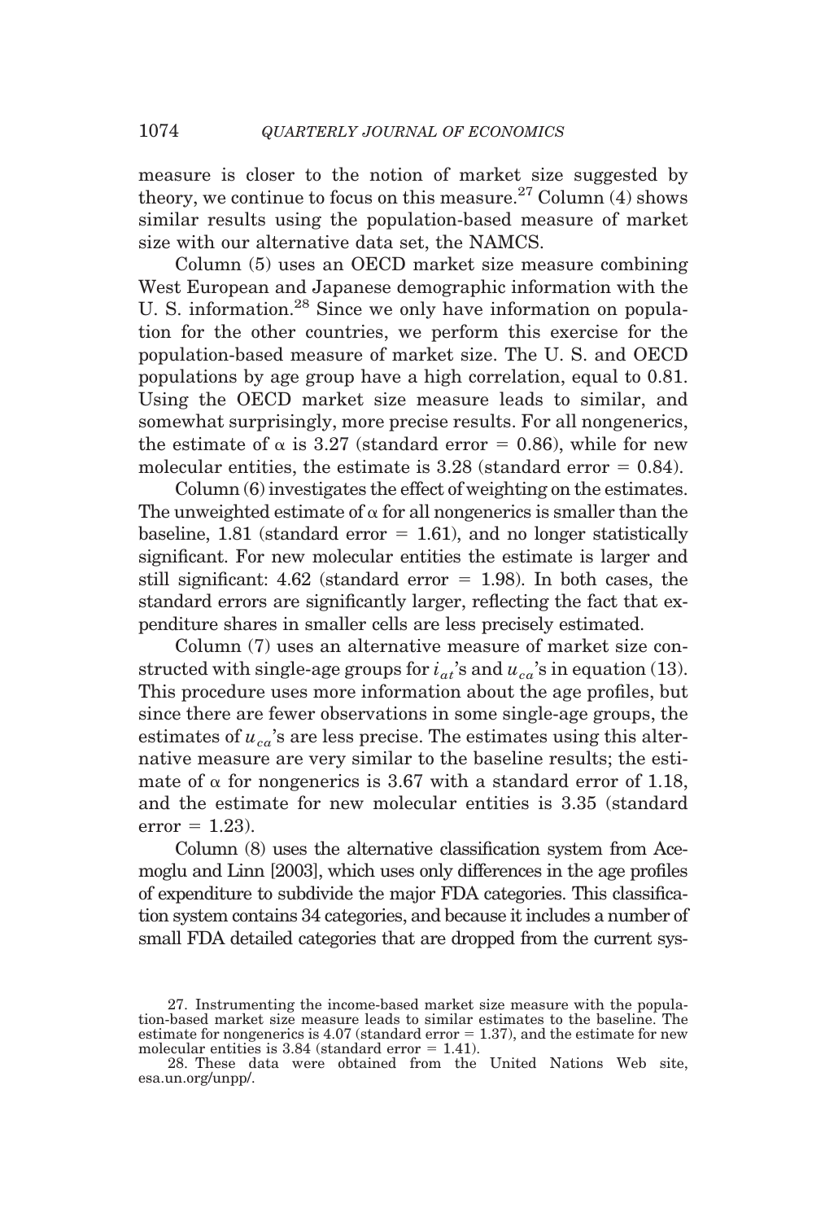measure is closer to the notion of market size suggested by theory, we continue to focus on this measure.[27] Column (4) shows similar results using the population-based measure of market size with our alternative data set, the NAMCS.

Column (5) uses an OECD market size measure combining West European and Japanese demographic information with the U. S. information.[28] Since we only have information on population for the other countries, we perform this exercise for the population-based measure of market size. The U. S. and OECD populations by age group have a high correlation, equal to 0.81. Using the OECD market size measure leads to similar, and somewhat surprisingly, more precise results. For all nongenerics, the estimate of $\alpha$ is 3.27 (standard error = 0.86), while for new molecular entities, the estimate is 3.28 (standard error = 0.84).

Column (6) investigates the effect of weighting on the estimates. The unweighted estimate of $\alpha$ for all nongenerics is smaller than the baseline, 1.81 (standard error = 1.61), and no longer statistically significant. For new molecular entities the estimate is larger and still significant: 4.62 (standard error = 1.98). In both cases, the standard errors are significantly larger, reflecting the fact that expenditure shares in smaller cells are less precisely estimated.

Column (7) uses an alternative measure of market size constructed with single-age groups for $i_{at}$'s and $u_{ca}$'s in equation (13). This procedure uses more information about the age profiles, but since there are fewer observations in some single-age groups, the estimates of $u_{ca}$'s are less precise. The estimates using this alternative measure are very similar to the baseline results; the estimate of $\alpha$ for nongenerics is 3.67 with a standard error of 1.18, and the estimate for new molecular entities is 3.35 (standard error = 1.23).

Column (8) uses the alternative classification system from Acemoglu and Linn [2003], which uses only differences in the age profiles of expenditure to subdivide the major FDA categories. This classification system contains 34 categories, and because it includes a number of small FDA detailed categories that are dropped from the current sys-

27. Instrumenting the income-based market size measure with the population-based market size measure leads to similar estimates to the baseline. The estimate for nongenerics is 4.07 (standard error = 1.37), and the estimate for new molecular entities is 3.84 (standard error = 1.41).

28. These data were obtained from the United Nations Web site, esa.un.org/unpp/.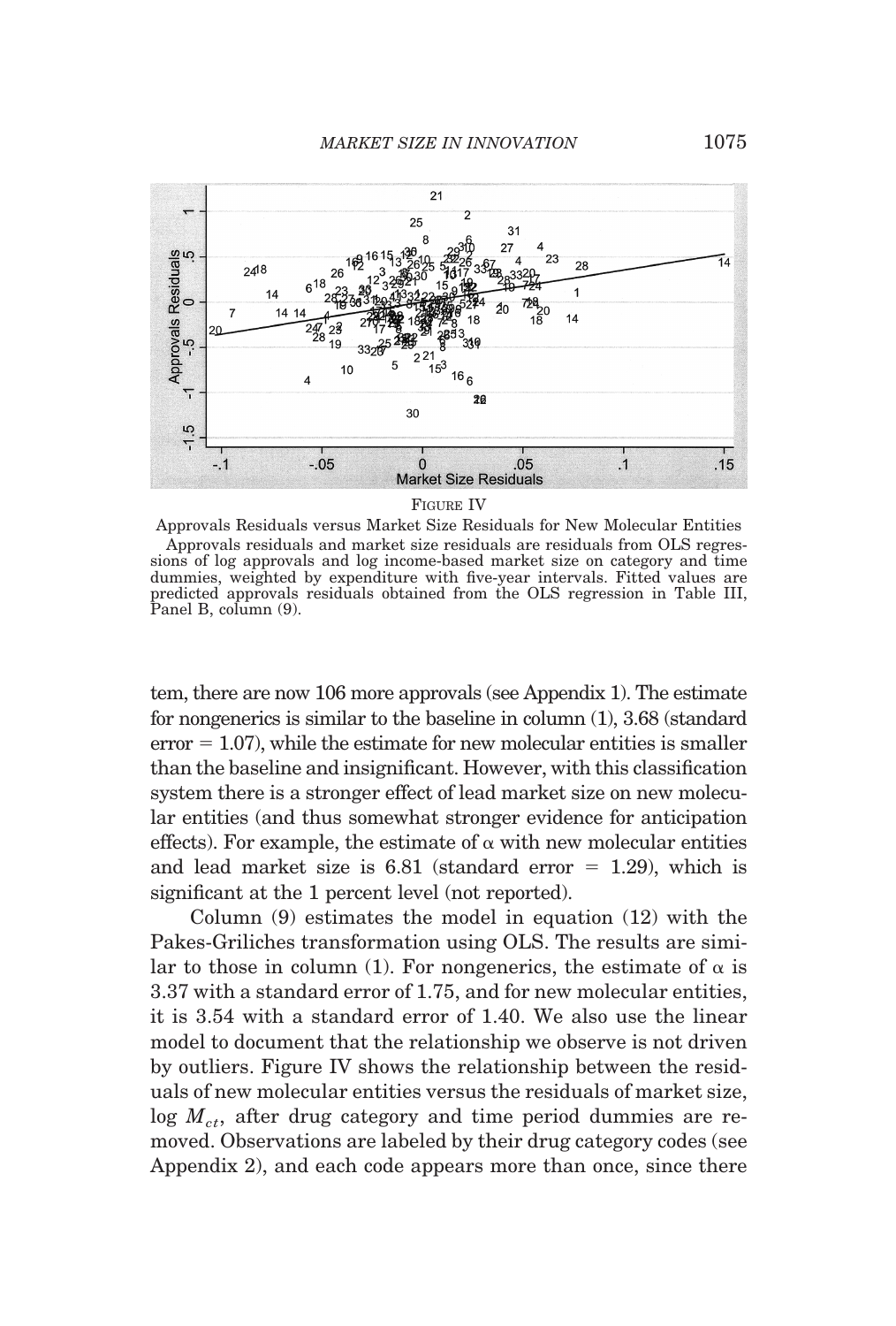FIGURE IV

Approvals Residuals versus Market Size Residuals for New Molecular Entities

Approvals residuals and market size residuals are residuals from OLS regressions of log approvals and log income-based market size on category and time dummies, weighted by expenditure with five-year intervals. Fitted values are predicted approvals residuals obtained from the OLS regression in Table III, Panel B, column (9).

tem, there are now 106 more approvals (see Appendix 1). The estimate for nongenerics is similar to the baseline in column (1), 3.68 (standard error = 1.07), while the estimate for new molecular entities is smaller than the baseline and insignificant. However, with this classification system there is a stronger effect of lead market size on new molecular entities (and thus somewhat stronger evidence for anticipation effects). For example, the estimate of $\alpha$ with new molecular entities and lead market size is 6.81 (standard error = 1.29), which is significant at the 1 percent level (not reported).

Column (9) estimates the model in equation (12) with the Pakes-Griliches transformation using OLS. The results are similar to those in column (1). For nongenerics, the estimate of $\alpha$ is 3.37 with a standard error of 1.75, and for new molecular entities, it is 3.54 with a standard error of 1.40. We also use the linear model to document that the relationship we observe is not driven by outliers. Figure IV shows the relationship between the residuals of new molecular entities versus the residuals of market size, $\log M_{ct}$, after drug category and time period dummies are removed. Observations are labeled by their drug category codes (see Appendix 2), and each code appears more than once, since there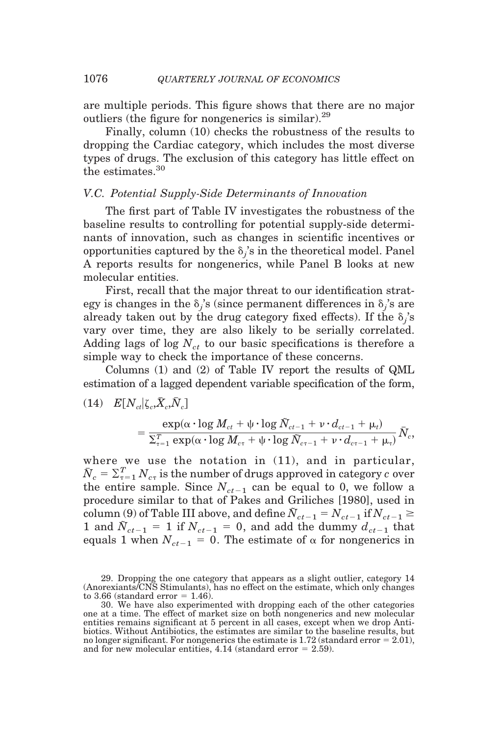are multiple periods. This figure shows that there are no major outliers (the figure for nongenerics is similar).[29]

Finally, column (10) checks the robustness of the results to dropping the Cardiac category, which includes the most diverse types of drugs. The exclusion of this category has little effect on the estimates.[30]

### *V.C. Potential Supply-Side Determinants of Innovation*

The first part of Table IV investigates the robustness of the baseline results to controlling for potential supply-side determinants of innovation, such as changes in scientific incentives or opportunities captured by the $\delta_j$'s in the theoretical model. Panel A reports results for nongenerics, while Panel B looks at new molecular entities.

First, recall that the major threat to our identification strategy is changes in the $\delta_j$'s (since permanent differences in $\delta_j$'s are already taken out by the drug category fixed effects). If the $\delta_j$'s vary over time, they are also likely to be serially correlated. Adding lags of $\log N_{ct}$ to our basic specifications is therefore a simple way to check the importance of these concerns.

Columns (1) and (2) of Table IV report the results of QML estimation of a lagged dependent variable specification of the form,

$$(14)\quad E[N_{ct}|\zeta_c,\bar{X}_c,\bar{N}_c] = \frac{\exp(\alpha \cdot \log M_{ct} + \psi \cdot \log \tilde{N}_{ct-1} + \nu \cdot d_{ct-1} + \mu_t)}{\sum_{\tau=1}^{T} \exp(\alpha \cdot \log M_{c\tau} + \psi \cdot \log \tilde{N}_{c\tau-1} + \nu \cdot d_{c\tau-1} + \mu_\tau)} \bar{N}_c,$$

where we use the notation in (11), and in particular, $\bar{N}_c = \sum_{\tau=1}^{T} N_{c\tau}$ is the number of drugs approved in category $c$ over the entire sample. Since $N_{ct-1}$ can be equal to 0, we follow a procedure similar to that of Pakes and Griliches [1980], used in column (9) of Table III above, and define $\tilde{N}_{ct-1} = N_{ct-1}$ if $N_{ct-1} \geq 1$ and $\tilde{N}_{ct-1} = 1$ if $N_{ct-1} = 0$, and add the dummy $d_{ct-1}$ that equals 1 when $N_{ct-1} = 0$. The estimate of $\alpha$ for nongenerics in

29. Dropping the one category that appears as a slight outlier, category 14 (Anorexiants/CNS Stimulants), has no effect on the estimate, which only changes to 3.66 (standard error = 1.46).

30. We have also experimented with dropping each of the other categories one at a time. The effect of market size on both nongenerics and new molecular entities remains significant at 5 percent in all cases, except when we drop Antibiotics. Without Antibiotics, the estimates are similar to the baseline results, but no longer significant. For nongenerics the estimate is 1.72 (standard error = 2.01), and for new molecular entities, 4.14 (standard error = 2.59).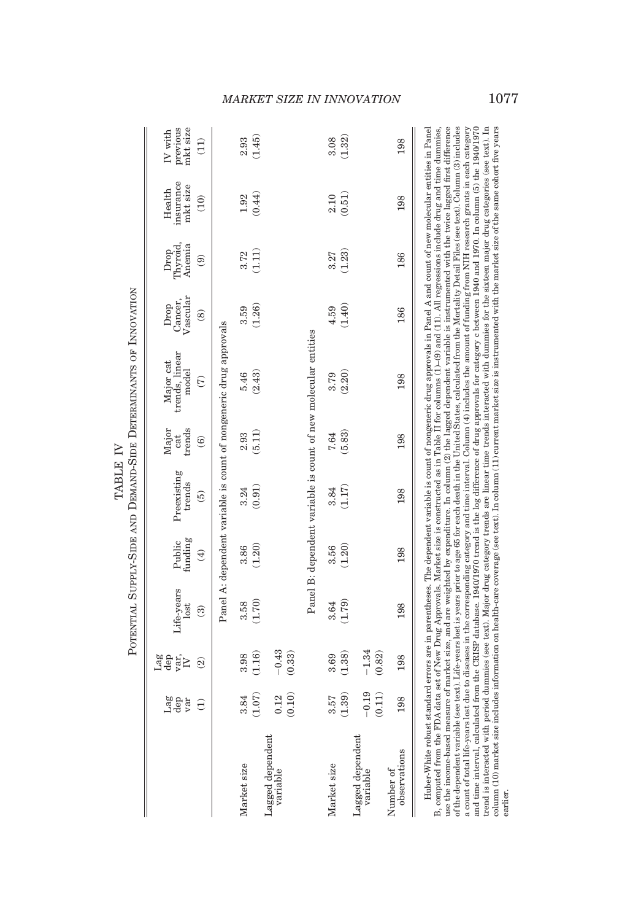# TABLE IV

## Potential Supply-Side and Demand-Side Determinants of Innovation

| | Lag dep var (1) | Lag dep var, IV (2) | Life-years lost (3) | Public funding (4) | Preexisting trends (5) | Major cat trends (6) | Major cat trends, linear model (7) | Drop Cancer, Vascular (8) | Drop Thyroid, Anemia (9) | Health insurance mkt size (10) | IV with previous mkt size (11) |
|---|---|---|---|---|---|---|---|---|---|---|---|
| **Panel A: dependent variable is count of nongeneric drug approvals** | | | | | | | | | | | |
| Market size | 3.84 | 3.98 | 3.58 | 3.86 | 3.24 | 2.93 | 5.46 | 3.59 | 3.72 | 1.92 | 2.93 |
| | (1.07) | (1.16) | (1.70) | (1.20) | (0.91) | (5.11) | (2.43) | (1.26) | (1.11) | (0.44) | (1.45) |
| Lagged dependent variable | 0.12 | −0.43 | | | | | | | | | |
| | (0.10) | (0.33) | | | | | | | | | |
| **Panel B: dependent variable is count of new molecular entities** | | | | | | | | | | | |
| Market size | 3.57 | 3.69 | 3.64 | 3.56 | 3.84 | 7.64 | 3.79 | 4.59 | 3.27 | 2.10 | 3.08 |
| | (1.39) | (1.38) | (1.79) | (1.20) | (1.17) | (5.83) | (2.20) | (1.40) | (1.23) | (0.51) | (1.32) |
| Lagged dependent variable | −0.19 | −1.34 | | | | | | | | | |
| | (0.11) | (0.82) | | | | | | | | | |
| Number of observations | 198 | 198 | 198 | 198 | 198 | 198 | 198 | 186 | 186 | 198 | 198 |

Huber-White robust standard errors are in parentheses. The dependent variable is count of nongeneric drug approvals in Panel A and count of new molecular entities in Panel B, computed from the FDA data set of New Drug Approvals. Market size is constructed as in Table II for columns (1)–(9) and (11). All regressions include drug and time dummies, use the income-based measure of market size, and are weighted by expenditure. In column (2) the lagged dependent variable is instrumented with the twice lagged first difference of the dependent variable (see text). Life-years lost is years prior to age 65 for each death in the United States, calculated from the Mortality Detail Files (see text). Column (3) includes a count of total life-years lost due to diseases in the corresponding category and time interval. Column (4) includes the amount of funding from NIH research grants in each category and time interval, calculated from the CRISP database. 1940/1970 trend is the log difference of drug approvals for category c between 1940 and 1970. In column (5) the 1940/1970 trend is interacted with period dummies (see text). Major drug category trends are linear time trends interacted with dummies for the sixteen major drug categories (see text). In column (10) market size includes information on health-care coverage (see text). In column (11) current market size is instrumented with the market size of the same cohort five years earlier.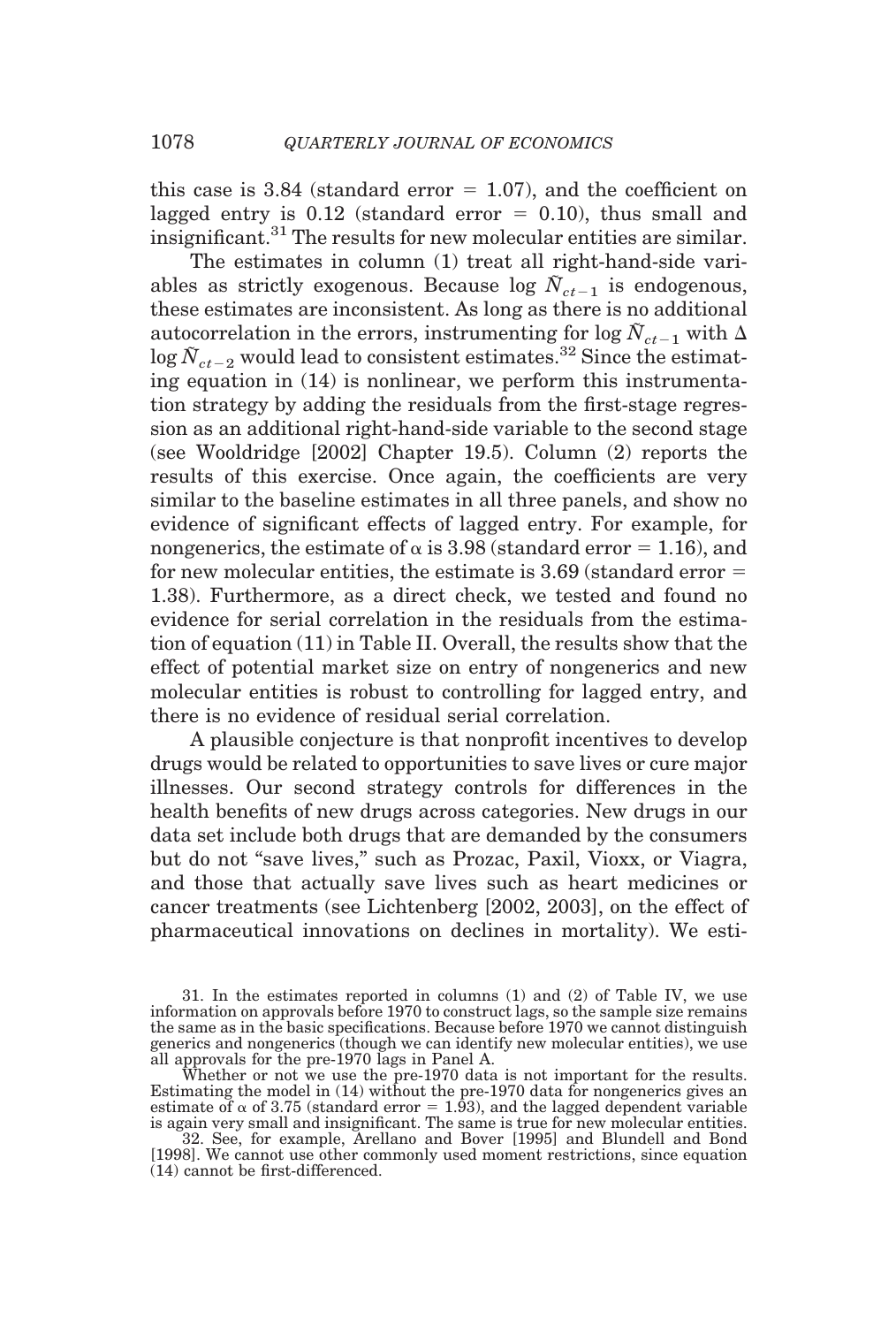this case is 3.84 (standard error = 1.07), and the coefficient on lagged entry is 0.12 (standard error = 0.10), thus small and insignificant.[31] The results for new molecular entities are similar.

The estimates in column (1) treat all right-hand-side variables as strictly exogenous. Because $\log \tilde{N}_{ct-1}$ is endogenous, these estimates are inconsistent. As long as there is no additional autocorrelation in the errors, instrumenting for $\log \tilde{N}_{ct-1}$ with $\Delta \log \tilde{N}_{ct-2}$ would lead to consistent estimates.[32] Since the estimating equation in (14) is nonlinear, we perform this instrumentation strategy by adding the residuals from the first-stage regression as an additional right-hand-side variable to the second stage (see Wooldridge [2002] Chapter 19.5). Column (2) reports the results of this exercise. Once again, the coefficients are very similar to the baseline estimates in all three panels, and show no evidence of significant effects of lagged entry. For example, for nongenerics, the estimate of $\alpha$ is 3.98 (standard error = 1.16), and for new molecular entities, the estimate is 3.69 (standard error = 1.38). Furthermore, as a direct check, we tested and found no evidence for serial correlation in the residuals from the estimation of equation (11) in Table II. Overall, the results show that the effect of potential market size on entry of nongenerics and new molecular entities is robust to controlling for lagged entry, and there is no evidence of residual serial correlation.

A plausible conjecture is that nonprofit incentives to develop drugs would be related to opportunities to save lives or cure major illnesses. Our second strategy controls for differences in the health benefits of new drugs across categories. New drugs in our data set include both drugs that are demanded by the consumers but do not "save lives," such as Prozac, Paxil, Vioxx, or Viagra, and those that actually save lives such as heart medicines or cancer treatments (see Lichtenberg [2002, 2003], on the effect of pharmaceutical innovations on declines in mortality). We esti-

31. In the estimates reported in columns (1) and (2) of Table IV, we use information on approvals before 1970 to construct lags, so the sample size remains the same as in the basic specifications. Because before 1970 we cannot distinguish generics and nongenerics (though we can identify new molecular entities), we use all approvals for the pre-1970 lags in Panel A.

Whether or not we use the pre-1970 data is not important for the results. Estimating the model in (14) without the pre-1970 data for nongenerics gives an estimate of $\alpha$ of 3.75 (standard error = 1.93), and the lagged dependent variable is again very small and insignificant. The same is true for new molecular entities.

32. See, for example, Arellano and Bover [1995] and Blundell and Bond [1998]. We cannot use other commonly used moment restrictions, since equation (14) cannot be first-differenced.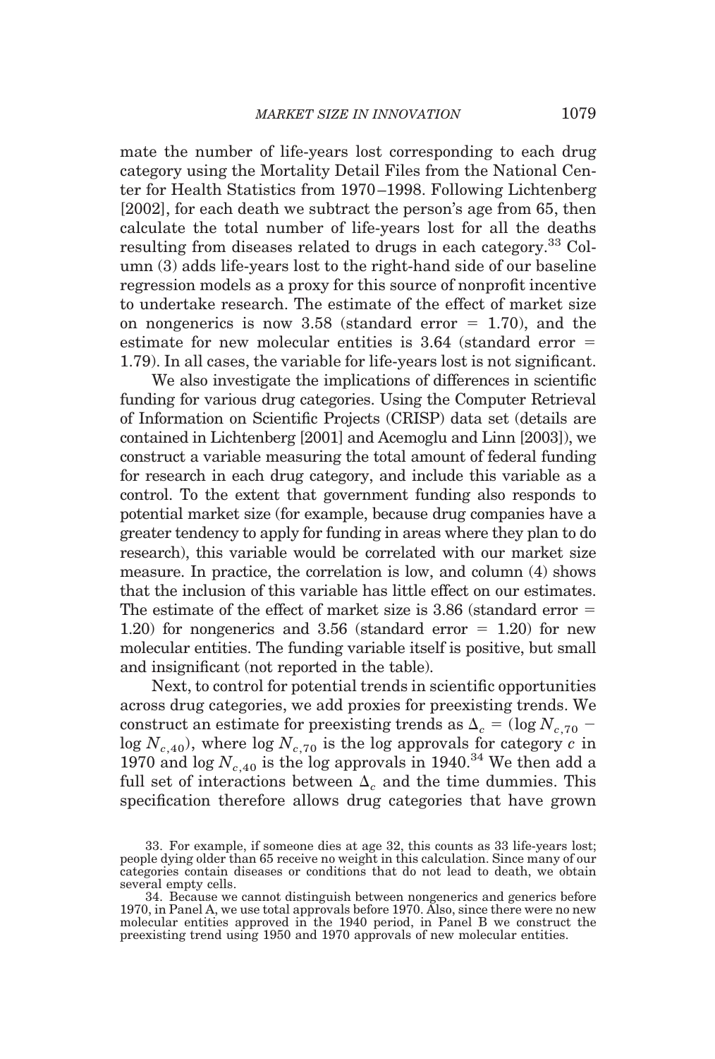mate the number of life-years lost corresponding to each drug category using the Mortality Detail Files from the National Center for Health Statistics from 1970–1998. Following Lichtenberg [2002], for each death we subtract the person's age from 65, then calculate the total number of life-years lost for all the deaths resulting from diseases related to drugs in each category.[33] Column (3) adds life-years lost to the right-hand side of our baseline regression models as a proxy for this source of nonprofit incentive to undertake research. The estimate of the effect of market size on nongenerics is now 3.58 (standard error = 1.70), and the estimate for new molecular entities is 3.64 (standard error = 1.79). In all cases, the variable for life-years lost is not significant.

We also investigate the implications of differences in scientific funding for various drug categories. Using the Computer Retrieval of Information on Scientific Projects (CRISP) data set (details are contained in Lichtenberg [2001] and Acemoglu and Linn [2003]), we construct a variable measuring the total amount of federal funding for research in each drug category, and include this variable as a control. To the extent that government funding also responds to potential market size (for example, because drug companies have a greater tendency to apply for funding in areas where they plan to do research), this variable would be correlated with our market size measure. In practice, the correlation is low, and column (4) shows that the inclusion of this variable has little effect on our estimates. The estimate of the effect of market size is 3.86 (standard error = 1.20) for nongenerics and 3.56 (standard error = 1.20) for new molecular entities. The funding variable itself is positive, but small and insignificant (not reported in the table).

Next, to control for potential trends in scientific opportunities across drug categories, we add proxies for preexisting trends. We construct an estimate for preexisting trends as $\Delta_c = (\log N_{c,70} - \log N_{c,40})$, where $\log N_{c,70}$ is the log approvals for category $c$ in 1970 and $\log N_{c,40}$ is the log approvals in 1940.[34] We then add a full set of interactions between $\Delta_c$ and the time dummies. This specification therefore allows drug categories that have grown

33. For example, if someone dies at age 32, this counts as 33 life-years lost; people dying older than 65 receive no weight in this calculation. Since many of our categories contain diseases or conditions that do not lead to death, we obtain several empty cells.

34. Because we cannot distinguish between nongenerics and generics before 1970, in Panel A, we use total approvals before 1970. Also, since there were no new molecular entities approved in the 1940 period, in Panel B we construct the preexisting trend using 1950 and 1970 approvals of new molecular entities.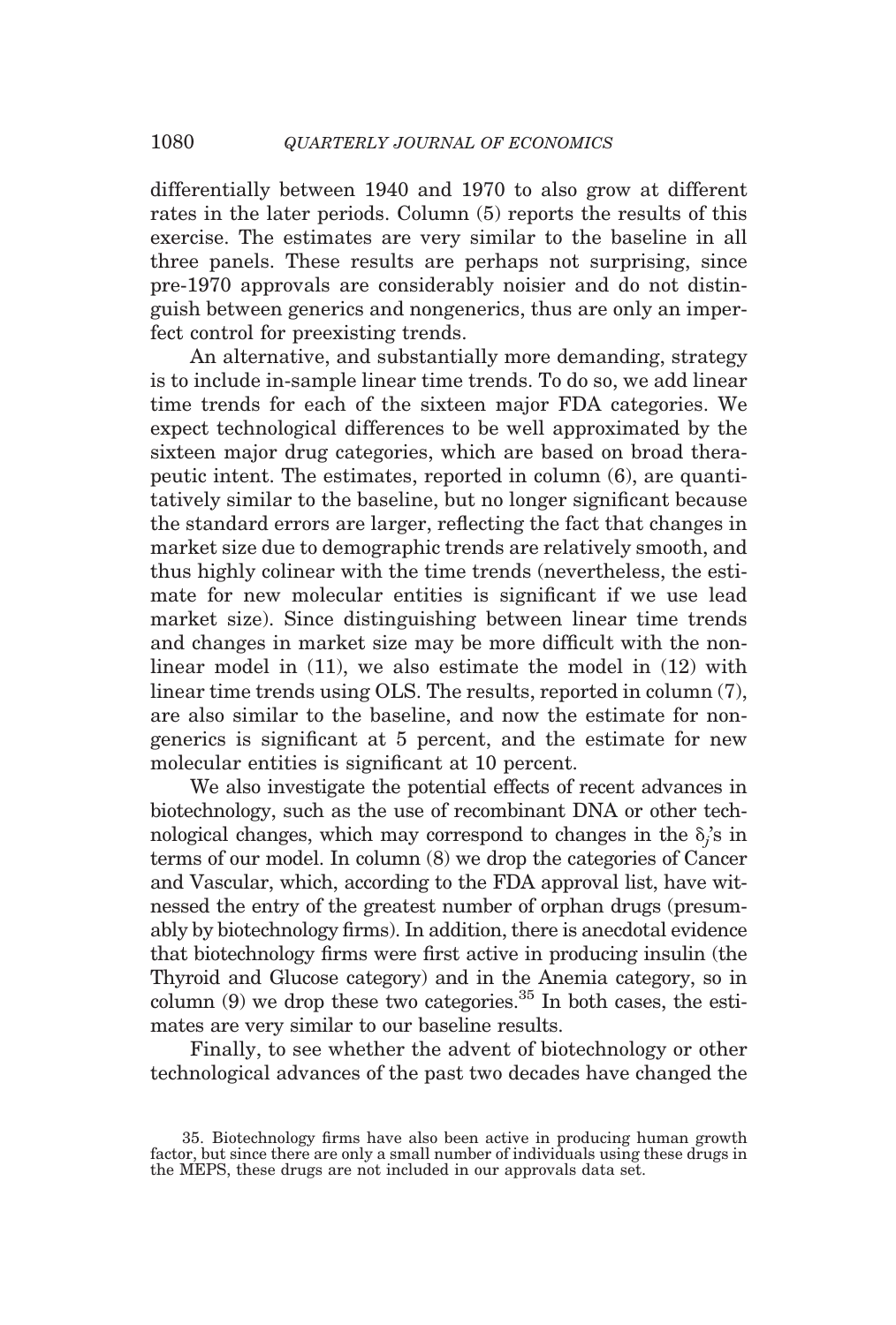differentially between 1940 and 1970 to also grow at different rates in the later periods. Column (5) reports the results of this exercise. The estimates are very similar to the baseline in all three panels. These results are perhaps not surprising, since pre-1970 approvals are considerably noisier and do not distinguish between generics and nongenerics, thus are only an imperfect control for preexisting trends.

An alternative, and substantially more demanding, strategy is to include in-sample linear time trends. To do so, we add linear time trends for each of the sixteen major FDA categories. We expect technological differences to be well approximated by the sixteen major drug categories, which are based on broad therapeutic intent. The estimates, reported in column (6), are quantitatively similar to the baseline, but no longer significant because the standard errors are larger, reflecting the fact that changes in market size due to demographic trends are relatively smooth, and thus highly colinear with the time trends (nevertheless, the estimate for new molecular entities is significant if we use lead market size). Since distinguishing between linear time trends and changes in market size may be more difficult with the nonlinear model in (11), we also estimate the model in (12) with linear time trends using OLS. The results, reported in column (7), are also similar to the baseline, and now the estimate for nongenerics is significant at 5 percent, and the estimate for new molecular entities is significant at 10 percent.

We also investigate the potential effects of recent advances in biotechnology, such as the use of recombinant DNA or other technological changes, which may correspond to changes in the $\delta_j$'s in terms of our model. In column (8) we drop the categories of Cancer and Vascular, which, according to the FDA approval list, have witnessed the entry of the greatest number of orphan drugs (presumably by biotechnology firms). In addition, there is anecdotal evidence that biotechnology firms were first active in producing insulin (the Thyroid and Glucose category) and in the Anemia category, so in column (9) we drop these two categories.[35] In both cases, the estimates are very similar to our baseline results.

Finally, to see whether the advent of biotechnology or other technological advances of the past two decades have changed the

35. Biotechnology firms have also been active in producing human growth factor, but since there are only a small number of individuals using these drugs in the MEPS, these drugs are not included in our approvals data set.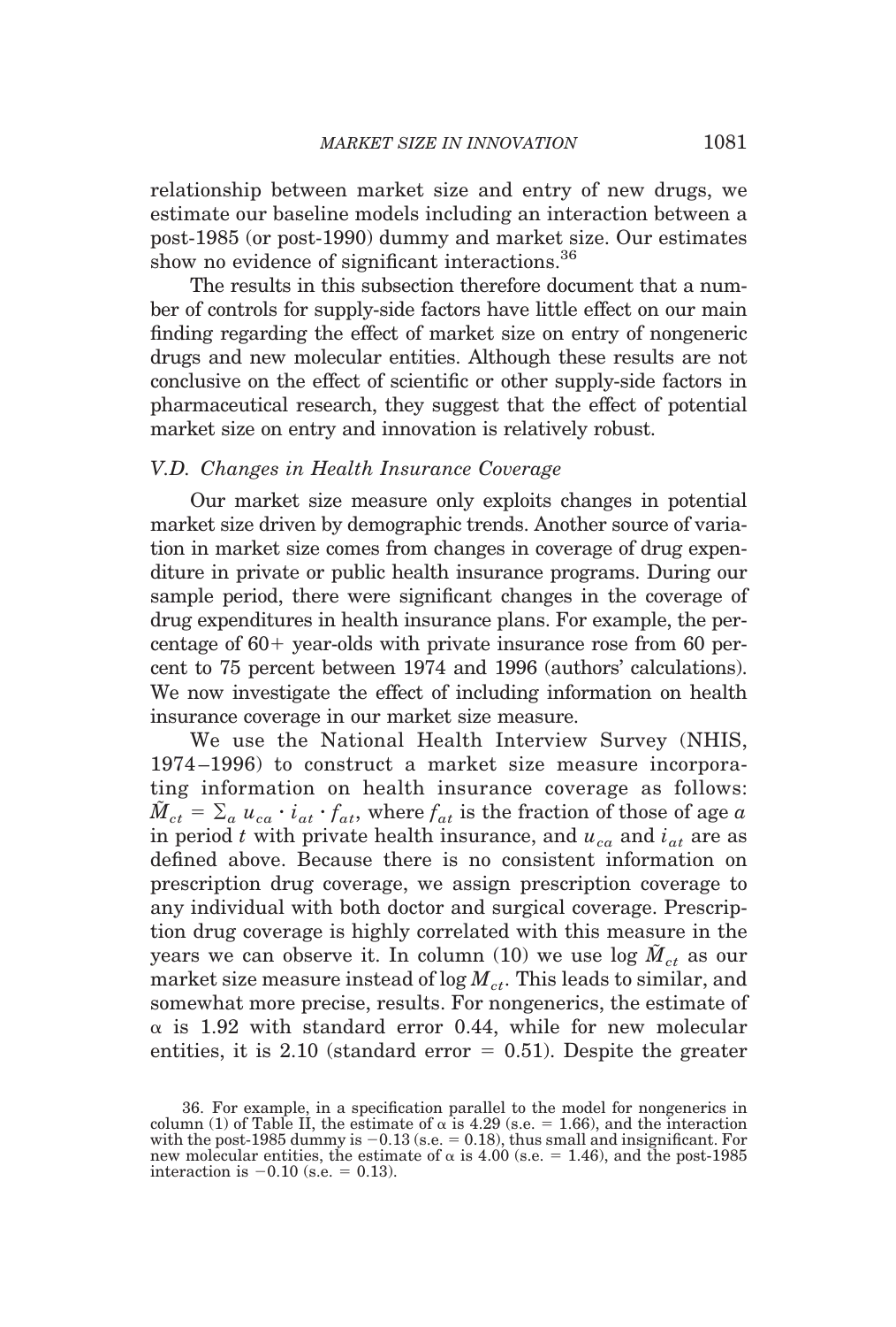relationship between market size and entry of new drugs, we estimate our baseline models including an interaction between a post-1985 (or post-1990) dummy and market size. Our estimates show no evidence of significant interactions.[36]

The results in this subsection therefore document that a number of controls for supply-side factors have little effect on our main finding regarding the effect of market size on entry of nongeneric drugs and new molecular entities. Although these results are not conclusive on the effect of scientific or other supply-side factors in pharmaceutical research, they suggest that the effect of potential market size on entry and innovation is relatively robust.

### *V.D. Changes in Health Insurance Coverage*

Our market size measure only exploits changes in potential market size driven by demographic trends. Another source of variation in market size comes from changes in coverage of drug expenditure in private or public health insurance programs. During our sample period, there were significant changes in the coverage of drug expenditures in health insurance plans. For example, the percentage of 60+ year-olds with private insurance rose from 60 percent to 75 percent between 1974 and 1996 (authors' calculations). We now investigate the effect of including information on health insurance coverage in our market size measure.

We use the National Health Interview Survey (NHIS, 1974–1996) to construct a market size measure incorporating information on health insurance coverage as follows: $\tilde{M}_{ct} = \sum_a u_{ca} \cdot i_{at} \cdot f_{at}$, where $f_{at}$ is the fraction of those of age $a$ in period $t$ with private health insurance, and $u_{ca}$ and $i_{at}$ are as defined above. Because there is no consistent information on prescription drug coverage, we assign prescription coverage to any individual with both doctor and surgical coverage. Prescription drug coverage is highly correlated with this measure in the years we can observe it. In column (10) we use $\log \tilde{M}_{ct}$ as our market size measure instead of $\log M_{ct}$. This leads to similar, and somewhat more precise, results. For nongenerics, the estimate of $\alpha$ is 1.92 with standard error 0.44, while for new molecular entities, it is 2.10 (standard error = 0.51). Despite the greater

36. For example, in a specification parallel to the model for nongenerics in column (1) of Table II, the estimate of $\alpha$ is 4.29 (s.e. = 1.66), and the interaction with the post-1985 dummy is −0.13 (s.e. = 0.18), thus small and insignificant. For new molecular entities, the estimate of $\alpha$ is 4.00 (s.e. = 1.46), and the post-1985 interaction is −0.10 (s.e. = 0.13).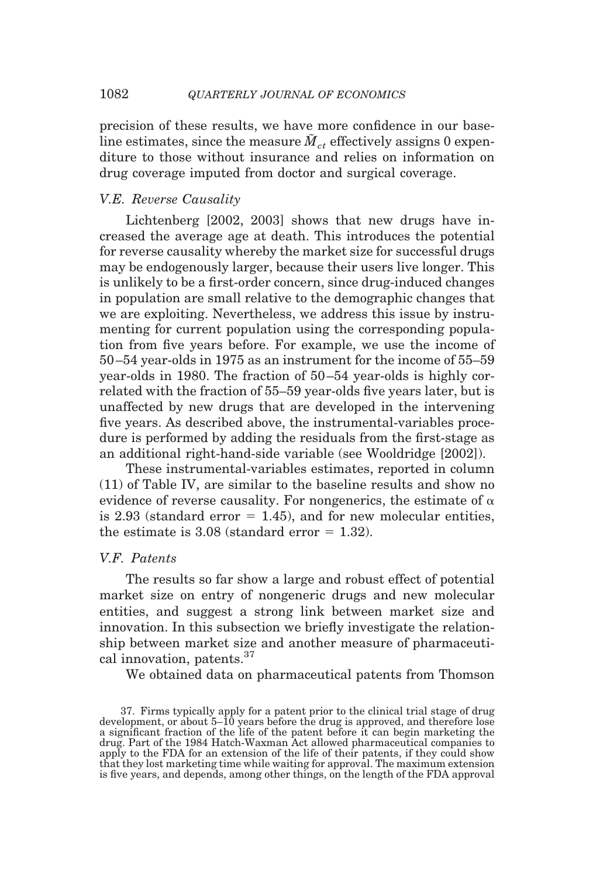precision of these results, we have more confidence in our baseline estimates, since the measure $\tilde{M}_{ct}$ effectively assigns 0 expenditure to those without insurance and relies on information on drug coverage imputed from doctor and surgical coverage.

### *V.E. Reverse Causality*

Lichtenberg [2002, 2003] shows that new drugs have increased the average age at death. This introduces the potential for reverse causality whereby the market size for successful drugs may be endogenously larger, because their users live longer. This is unlikely to be a first-order concern, since drug-induced changes in population are small relative to the demographic changes that we are exploiting. Nevertheless, we address this issue by instrumenting for current population using the corresponding population from five years before. For example, we use the income of 50–54 year-olds in 1975 as an instrument for the income of 55–59 year-olds in 1980. The fraction of 50–54 year-olds is highly correlated with the fraction of 55–59 year-olds five years later, but is unaffected by new drugs that are developed in the intervening five years. As described above, the instrumental-variables procedure is performed by adding the residuals from the first-stage as an additional right-hand-side variable (see Wooldridge [2002]).

These instrumental-variables estimates, reported in column (11) of Table IV, are similar to the baseline results and show no evidence of reverse causality. For nongenerics, the estimate of $\alpha$ is 2.93 (standard error = 1.45), and for new molecular entities, the estimate is 3.08 (standard error = 1.32).

### *V.F. Patents*

The results so far show a large and robust effect of potential market size on entry of nongeneric drugs and new molecular entities, and suggest a strong link between market size and innovation. In this subsection we briefly investigate the relationship between market size and another measure of pharmaceutical innovation, patents.[37]

We obtained data on pharmaceutical patents from Thomson

37. Firms typically apply for a patent prior to the clinical trial stage of drug development, or about 5–10 years before the drug is approved, and therefore lose a significant fraction of the life of the patent before it can begin marketing the drug. Part of the 1984 Hatch-Waxman Act allowed pharmaceutical companies to apply to the FDA for an extension of the life of their patents, if they could show that they lost marketing time while waiting for approval. The maximum extension is five years, and depends, among other things, on the length of the FDA approval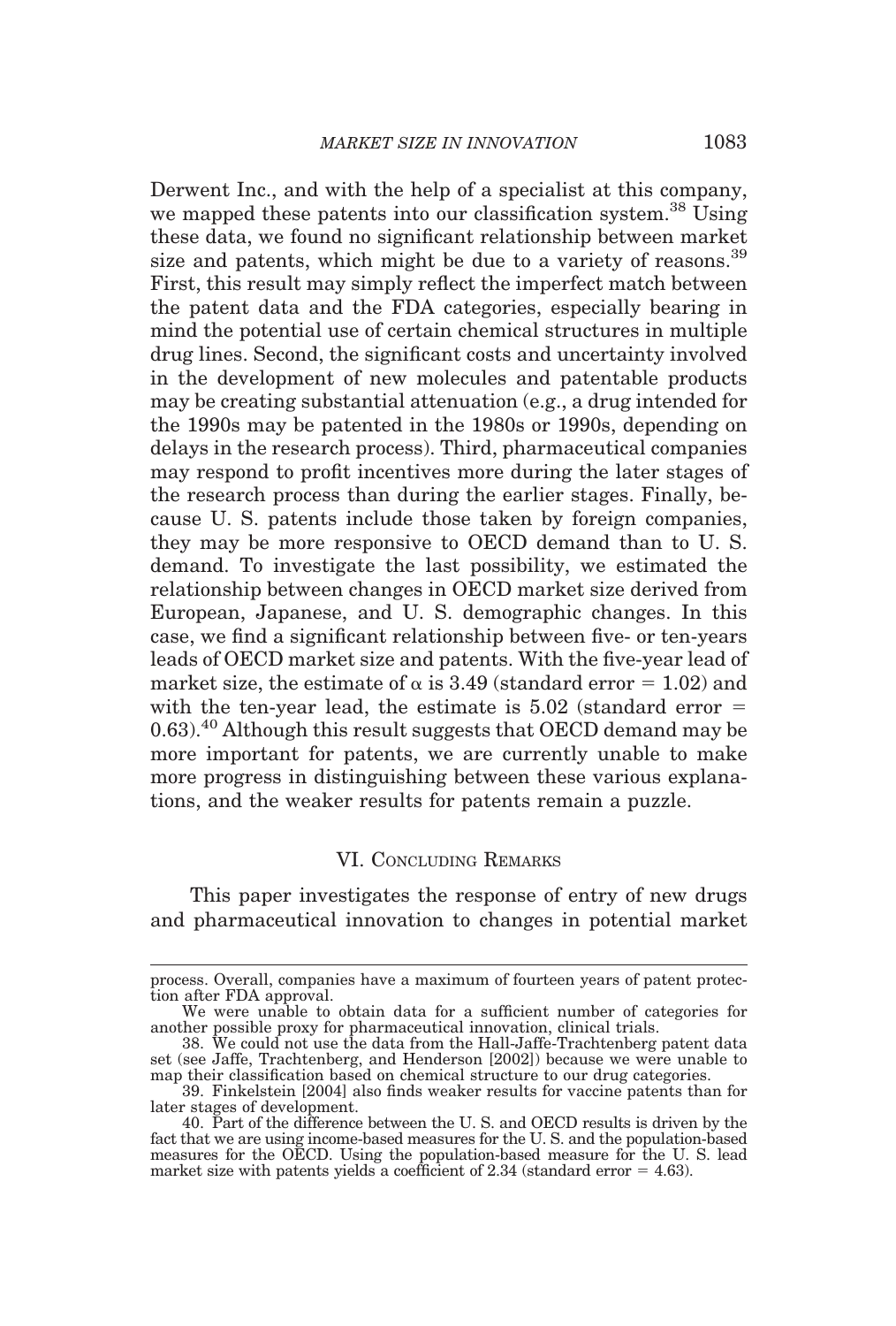Derwent Inc., and with the help of a specialist at this company, we mapped these patents into our classification system.[38] Using these data, we found no significant relationship between market size and patents, which might be due to a variety of reasons.[39] First, this result may simply reflect the imperfect match between the patent data and the FDA categories, especially bearing in mind the potential use of certain chemical structures in multiple drug lines. Second, the significant costs and uncertainty involved in the development of new molecules and patentable products may be creating substantial attenuation (e.g., a drug intended for the 1990s may be patented in the 1980s or 1990s, depending on delays in the research process). Third, pharmaceutical companies may respond to profit incentives more during the later stages of the research process than during the earlier stages. Finally, because U. S. patents include those taken by foreign companies, they may be more responsive to OECD demand than to U. S. demand. To investigate the last possibility, we estimated the relationship between changes in OECD market size derived from European, Japanese, and U. S. demographic changes. In this case, we find a significant relationship between five- or ten-years leads of OECD market size and patents. With the five-year lead of market size, the estimate of $\alpha$ is 3.49 (standard error = 1.02) and with the ten-year lead, the estimate is 5.02 (standard error = 0.63).[40] Although this result suggests that OECD demand may be more important for patents, we are currently unable to make more progress in distinguishing between these various explanations, and the weaker results for patents remain a puzzle.

## VI. Concluding Remarks

This paper investigates the response of entry of new drugs and pharmaceutical innovation to changes in potential market

---

process. Overall, companies have a maximum of fourteen years of patent protection after FDA approval.

We were unable to obtain data for a sufficient number of categories for another possible proxy for pharmaceutical innovation, clinical trials.

38. We could not use the data from the Hall-Jaffe-Trachtenberg patent data set (see Jaffe, Trachtenberg, and Henderson [2002]) because we were unable to map their classification based on chemical structure to our drug categories.

39. Finkelstein [2004] also finds weaker results for vaccine patents than for later stages of development.

40. Part of the difference between the U. S. and OECD results is driven by the fact that we are using income-based measures for the U. S. and the population-based measures for the OECD. Using the population-based measure for the U. S. lead market size with patents yields a coefficient of 2.34 (standard error = 4.63).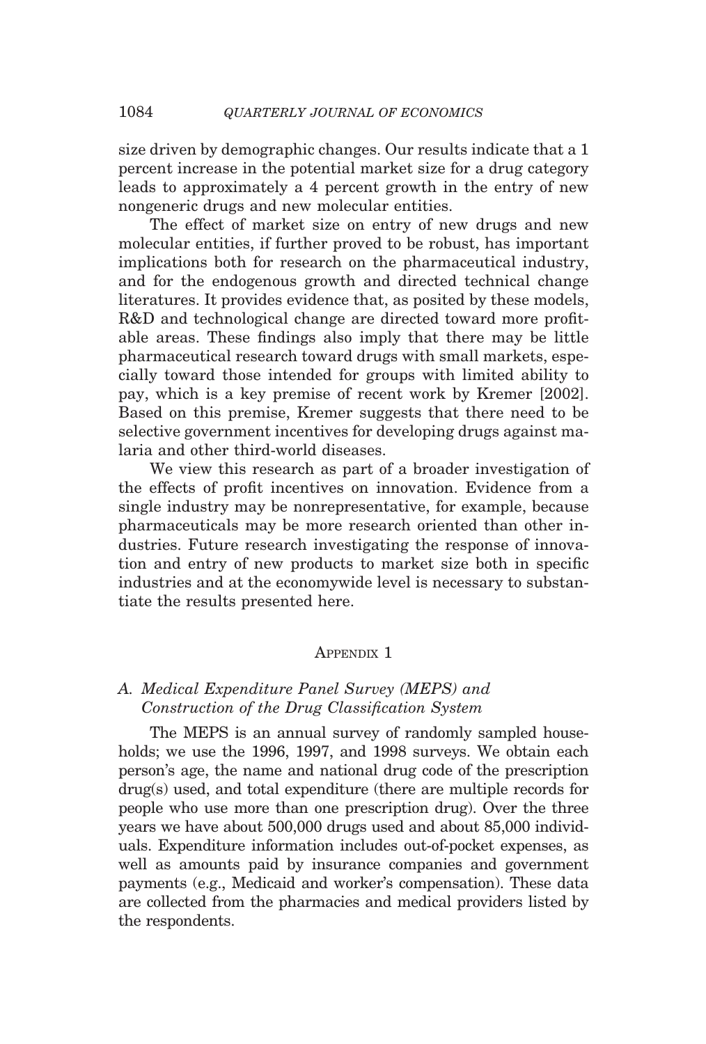size driven by demographic changes. Our results indicate that a 1 percent increase in the potential market size for a drug category leads to approximately a 4 percent growth in the entry of new nongeneric drugs and new molecular entities.

The effect of market size on entry of new drugs and new molecular entities, if further proved to be robust, has important implications both for research on the pharmaceutical industry, and for the endogenous growth and directed technical change literatures. It provides evidence that, as posited by these models, R&D and technological change are directed toward more profitable areas. These findings also imply that there may be little pharmaceutical research toward drugs with small markets, especially toward those intended for groups with limited ability to pay, which is a key premise of recent work by Kremer [2002]. Based on this premise, Kremer suggests that there need to be selective government incentives for developing drugs against malaria and other third-world diseases.

We view this research as part of a broader investigation of the effects of profit incentives on innovation. Evidence from a single industry may be nonrepresentative, for example, because pharmaceuticals may be more research oriented than other industries. Future research investigating the response of innovation and entry of new products to market size both in specific industries and at the economywide level is necessary to substantiate the results presented here.

## Appendix 1

### *A. Medical Expenditure Panel Survey (MEPS) and Construction of the Drug Classification System*

The MEPS is an annual survey of randomly sampled households; we use the 1996, 1997, and 1998 surveys. We obtain each person's age, the name and national drug code of the prescription drug(s) used, and total expenditure (there are multiple records for people who use more than one prescription drug). Over the three years we have about 500,000 drugs used and about 85,000 individuals. Expenditure information includes out-of-pocket expenses, as well as amounts paid by insurance companies and government payments (e.g., Medicaid and worker's compensation). These data are collected from the pharmacies and medical providers listed by the respondents.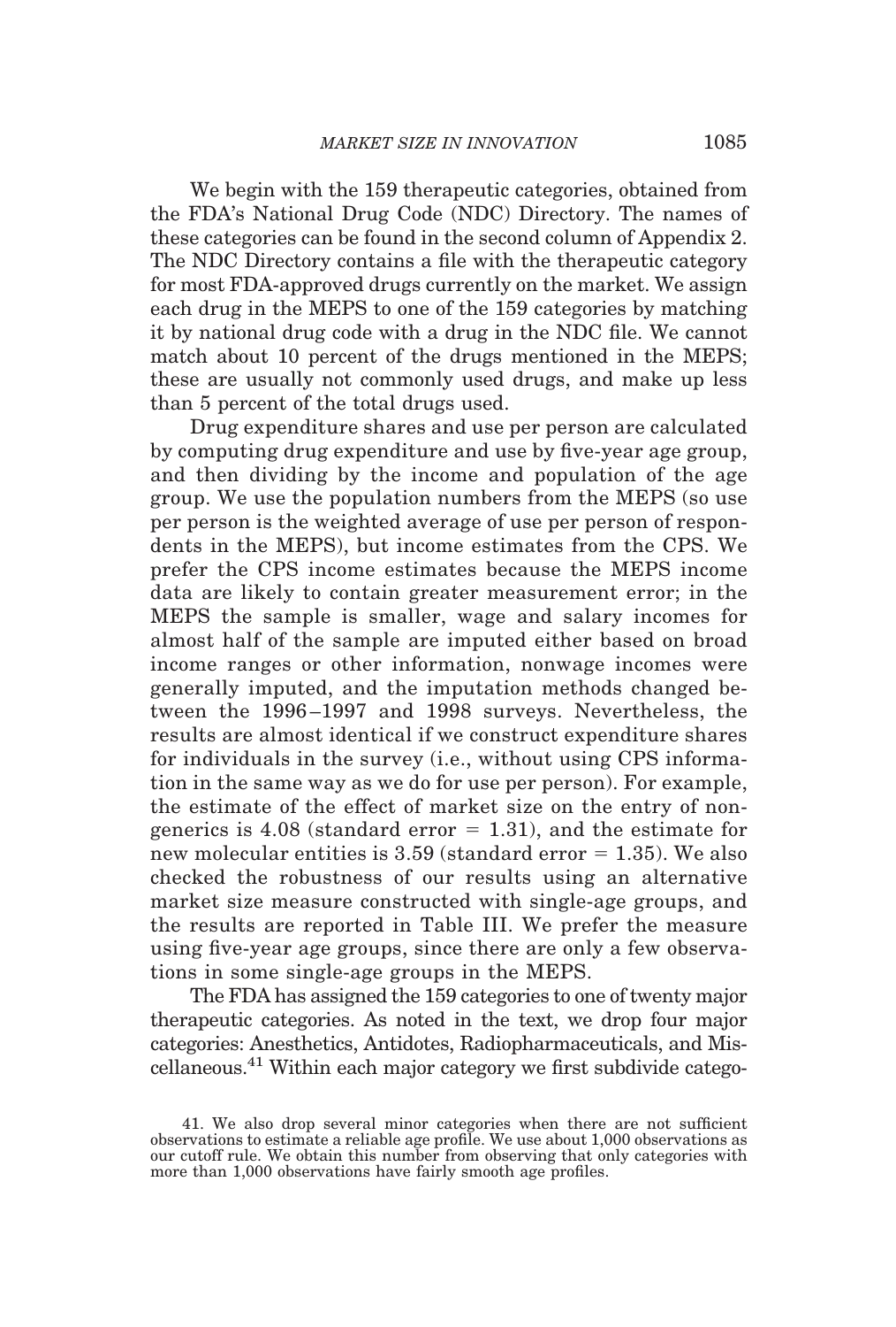We begin with the 159 therapeutic categories, obtained from the FDA's National Drug Code (NDC) Directory. The names of these categories can be found in the second column of Appendix 2. The NDC Directory contains a file with the therapeutic category for most FDA-approved drugs currently on the market. We assign each drug in the MEPS to one of the 159 categories by matching it by national drug code with a drug in the NDC file. We cannot match about 10 percent of the drugs mentioned in the MEPS; these are usually not commonly used drugs, and make up less than 5 percent of the total drugs used.

Drug expenditure shares and use per person are calculated by computing drug expenditure and use by five-year age group, and then dividing by the income and population of the age group. We use the population numbers from the MEPS (so use per person is the weighted average of use per person of respondents in the MEPS), but income estimates from the CPS. We prefer the CPS income estimates because the MEPS income data are likely to contain greater measurement error; in the MEPS the sample is smaller, wage and salary incomes for almost half of the sample are imputed either based on broad income ranges or other information, nonwage incomes were generally imputed, and the imputation methods changed between the 1996–1997 and 1998 surveys. Nevertheless, the results are almost identical if we construct expenditure shares for individuals in the survey (i.e., without using CPS information in the same way as we do for use per person). For example, the estimate of the effect of market size on the entry of nongenerics is 4.08 (standard error = 1.31), and the estimate for new molecular entities is 3.59 (standard error = 1.35). We also checked the robustness of our results using an alternative market size measure constructed with single-age groups, and the results are reported in Table III. We prefer the measure using five-year age groups, since there are only a few observations in some single-age groups in the MEPS.

The FDA has assigned the 159 categories to one of twenty major therapeutic categories. As noted in the text, we drop four major categories: Anesthetics, Antidotes, Radiopharmaceuticals, and Miscellaneous.[41] Within each major category we first subdivide catego-

41. We also drop several minor categories when there are not sufficient observations to estimate a reliable age profile. We use about 1,000 observations as our cutoff rule. We obtain this number from observing that only categories with more than 1,000 observations have fairly smooth age profiles.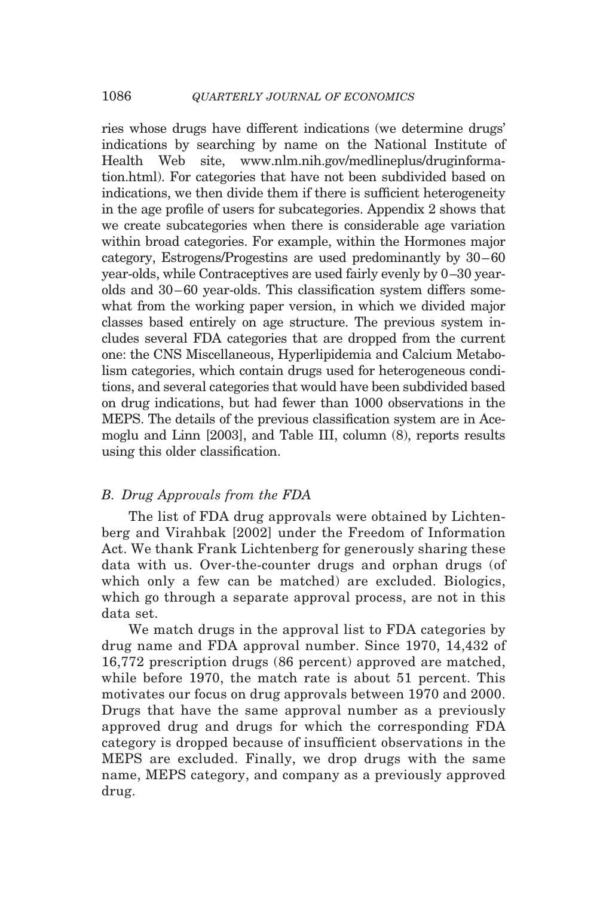ries whose drugs have different indications (we determine drugs' indications by searching by name on the National Institute of Health Web site, www.nlm.nih.gov/medlineplus/druginformation.html). For categories that have not been subdivided based on indications, we then divide them if there is sufficient heterogeneity in the age profile of users for subcategories. Appendix 2 shows that we create subcategories when there is considerable age variation within broad categories. For example, within the Hormones major category, Estrogens/Progestins are used predominantly by 30–60 year-olds, while Contraceptives are used fairly evenly by 0–30 year-olds and 30–60 year-olds. This classification system differs somewhat from the working paper version, in which we divided major classes based entirely on age structure. The previous system includes several FDA categories that are dropped from the current one: the CNS Miscellaneous, Hyperlipidemia and Calcium Metabolism categories, which contain drugs used for heterogeneous conditions, and several categories that would have been subdivided based on drug indications, but had fewer than 1000 observations in the MEPS. The details of the previous classification system are in Acemoglu and Linn [2003], and Table III, column (8), reports results using this older classification.

### *B. Drug Approvals from the FDA*

The list of FDA drug approvals were obtained by Lichtenberg and Virahbak [2002] under the Freedom of Information Act. We thank Frank Lichtenberg for generously sharing these data with us. Over-the-counter drugs and orphan drugs (of which only a few can be matched) are excluded. Biologics, which go through a separate approval process, are not in this data set.

We match drugs in the approval list to FDA categories by drug name and FDA approval number. Since 1970, 14,432 of 16,772 prescription drugs (86 percent) approved are matched, while before 1970, the match rate is about 51 percent. This motivates our focus on drug approvals between 1970 and 2000. Drugs that have the same approval number as a previously approved drug and drugs for which the corresponding FDA category is dropped because of insufficient observations in the MEPS are excluded. Finally, we drop drugs with the same name, MEPS category, and company as a previously approved drug.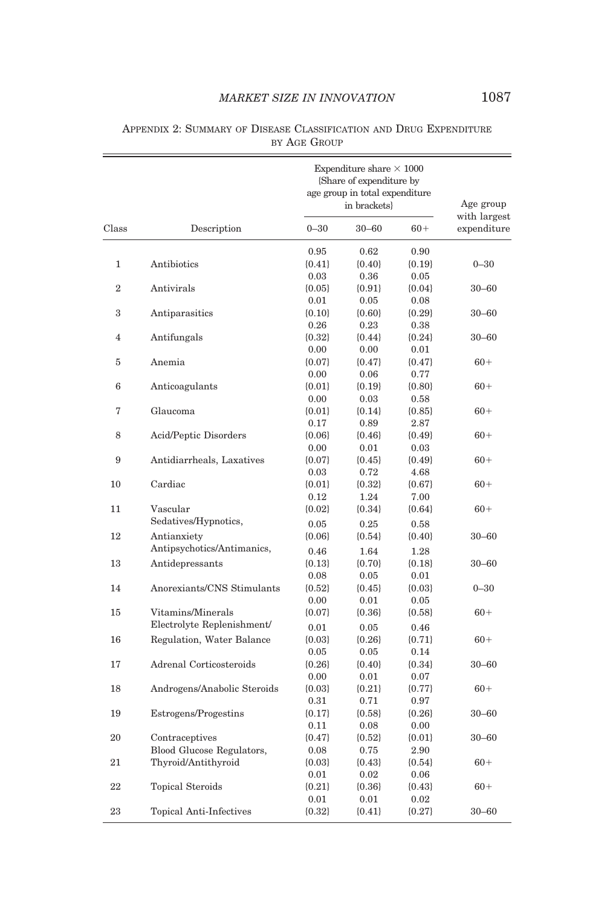APPENDIX 2: SUMMARY OF DISEASE CLASSIFICATION AND DRUG EXPENDITURE BY AGE GROUP

| Class | Description | Expenditure share × 1000 (Share of expenditure by age group in total expenditure in brackets) | | | Age group with largest expenditure |
|---|---|---|---|---|---|
| | | 0–30 | 30–60 | 60+ | |
| 1 | Antibiotics | 0.95 (0.41) | 0.62 (0.40) | 0.90 (0.19) | 0–30 |
| 2 | Antivirals | 0.03 (0.05) | 0.36 (0.91) | 0.05 (0.04) | 30–60 |
| 3 | Antiparasitics | 0.01 (0.10) | 0.05 (0.60) | 0.08 (0.29) | 30–60 |
| 4 | Antifungals | 0.26 (0.32) | 0.23 (0.44) | 0.38 (0.24) | 30–60 |
| 5 | Anemia | 0.00 (0.07) | 0.00 (0.47) | 0.01 (0.47) | 60+ |
| 6 | Anticoagulants | 0.00 (0.01) | 0.06 (0.19) | 0.77 (0.80) | 60+ |
| 7 | Glaucoma | 0.00 (0.01) | 0.03 (0.14) | 0.58 (0.85) | 60+ |
| 8 | Acid/Peptic Disorders | 0.17 (0.06) | 0.89 (0.46) | 2.87 (0.49) | 60+ |
| 9 | Antidiarrheals, Laxatives | 0.00 (0.07) | 0.01 (0.45) | 0.03 (0.49) | 60+ |
| 10 | Cardiac | 0.03 (0.01) | 0.72 (0.32) | 4.68 (0.67) | 60+ |
| 11 | Vascular | 0.12 (0.02) | 1.24 (0.34) | 7.00 (0.64) | 60+ |
| 12 | Sedatives/Hypnotics, Antianxiety | 0.05 (0.06) | 0.25 (0.54) | 0.58 (0.40) | 30–60 |
| 13 | Antipsychotics/Antimanics, Antidepressants | 0.46 (0.13) | 1.64 (0.70) | 1.28 (0.18) | 30–60 |
| 14 | Anorexiants/CNS Stimulants | 0.08 (0.52) | 0.05 (0.45) | 0.01 (0.03) | 0–30 |
| 15 | Vitamins/Minerals | 0.00 (0.07) | 0.01 (0.36) | 0.05 (0.58) | 60+ |
| 16 | Electrolyte Replenishment/ Regulation, Water Balance | 0.01 (0.03) | 0.05 (0.26) | 0.46 (0.71) | 60+ |
| 17 | Adrenal Corticosteroids | 0.05 (0.26) | 0.05 (0.40) | 0.14 (0.34) | 30–60 |
| 18 | Androgens/Anabolic Steroids | 0.00 (0.03) | 0.01 (0.21) | 0.07 (0.77) | 60+ |
| 19 | Estrogens/Progestins | 0.31 (0.17) | 0.71 (0.58) | 0.97 (0.26) | 30–60 |
| 20 | Contraceptives | 0.11 (0.47) | 0.08 (0.52) | 0.00 (0.01) | 30–60 |
| 21 | Blood Glucose Regulators, Thyroid/Antithyroid | 0.08 (0.03) | 0.75 (0.43) | 2.90 (0.54) | 60+ |
| 22 | Topical Steroids | 0.01 (0.21) | 0.02 (0.36) | 0.06 (0.43) | 60+ |
| 23 | Topical Anti-Infectives | 0.01 (0.32) | 0.01 (0.41) | 0.02 (0.27) | 30–60 |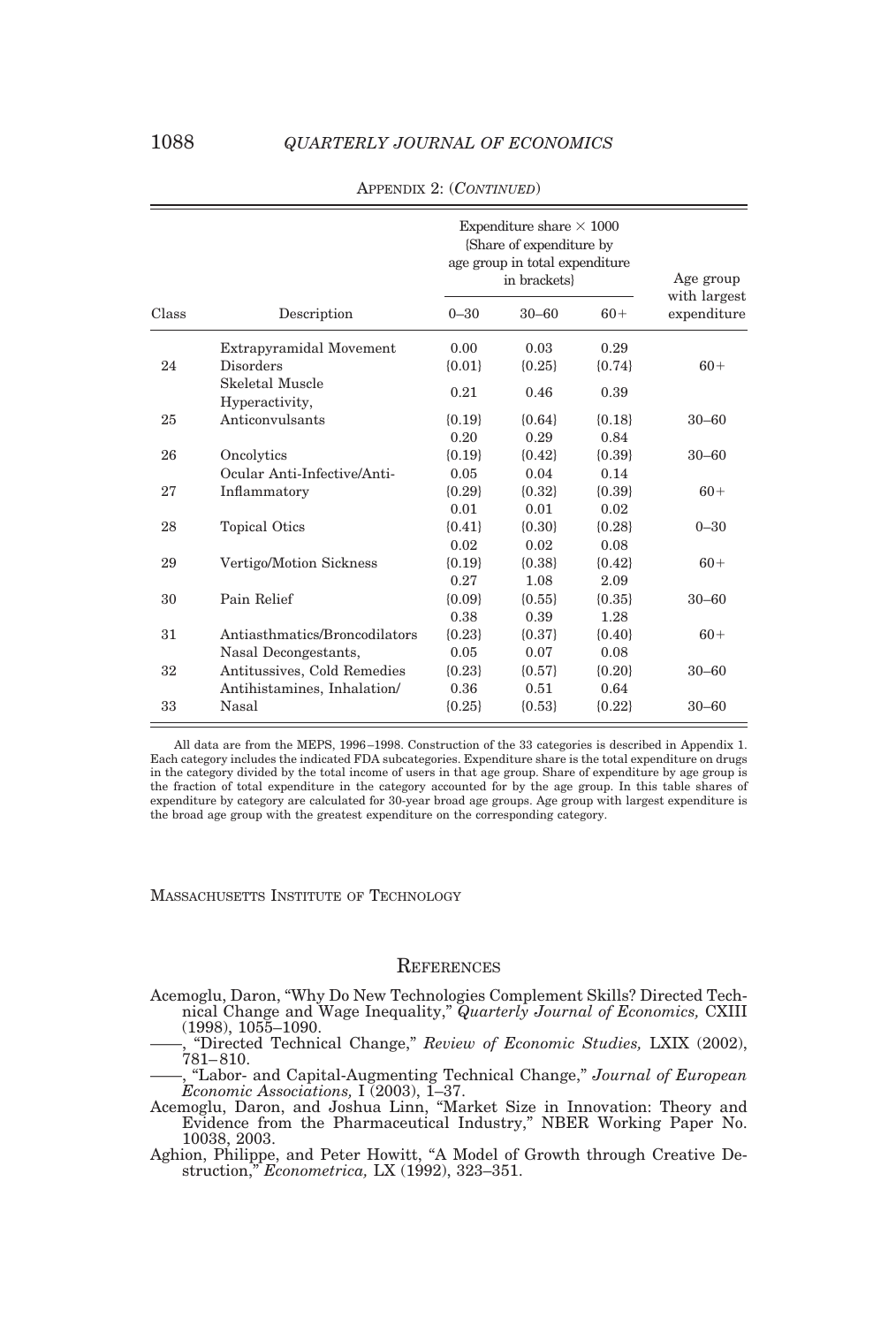APPENDIX 2: (*CONTINUED*)

| Class | Description | Expenditure share × 1000 {Share of expenditure by age group in total expenditure in brackets} | | | Age group with largest expenditure |
|---|---|---|---|---|---|
| | | 0–30 | 30–60 | 60+ | |
| 24 | Extrapyramidal Movement Disorders | 0.00 {0.01} | 0.03 {0.25} | 0.29 {0.74} | 60+ |
| 25 | Skeletal Muscle Hyperactivity, Anticonvulsants | 0.21 {0.19} | 0.46 {0.64} | 0.39 {0.18} | 30–60 |
| 26 | Oncolytics | 0.20 {0.19} | 0.29 {0.42} | 0.84 {0.39} | 30–60 |
| 27 | Ocular Anti-Infective/Anti-Inflammatory | 0.05 {0.29} | 0.04 {0.32} | 0.14 {0.39} | 60+ |
| 28 | Topical Otics | 0.01 {0.41} | 0.01 {0.30} | 0.02 {0.28} | 0–30 |
| 29 | Vertigo/Motion Sickness | 0.02 {0.19} | 0.02 {0.38} | 0.08 {0.42} | 60+ |
| 30 | Pain Relief | 0.27 {0.09} | 1.08 {0.55} | 2.09 {0.35} | 30–60 |
| 31 | Antiasthmatics/Broncodilators | 0.38 {0.23} | 0.39 {0.37} | 1.28 {0.40} | 60+ |
| 32 | Nasal Decongestants, Antitussives, Cold Remedies | 0.05 {0.23} | 0.07 {0.57} | 0.08 {0.20} | 30–60 |
| 33 | Antihistamines, Inhalation/Nasal | 0.36 {0.25} | 0.51 {0.53} | 0.64 {0.22} | 30–60 |

All data are from the MEPS, 1996–1998. Construction of the 33 categories is described in Appendix 1. Each category includes the indicated FDA subcategories. Expenditure share is the total expenditure on drugs in the category divided by the total income of users in that age group. Share of expenditure by age group is the fraction of total expenditure in the category accounted for by the age group. In this table shares of expenditure by category are calculated for 30-year broad age groups. Age group with largest expenditure is the broad age group with the greatest expenditure on the corresponding category.

MASSACHUSETTS INSTITUTE OF TECHNOLOGY

## REFERENCES

Acemoglu, Daron, "Why Do New Technologies Complement Skills? Directed Technical Change and Wage Inequality," *Quarterly Journal of Economics,* CXIII (1998), 1055–1090.

——, "Directed Technical Change," *Review of Economic Studies,* LXIX (2002), 781–810.

——, "Labor- and Capital-Augmenting Technical Change," *Journal of European Economic Associations,* I (2003), 1–37.

Acemoglu, Daron, and Joshua Linn, "Market Size in Innovation: Theory and Evidence from the Pharmaceutical Industry," NBER Working Paper No. 10038, 2003.

Aghion, Philippe, and Peter Howitt, "A Model of Growth through Creative Destruction," *Econometrica,* LX (1992), 323–351.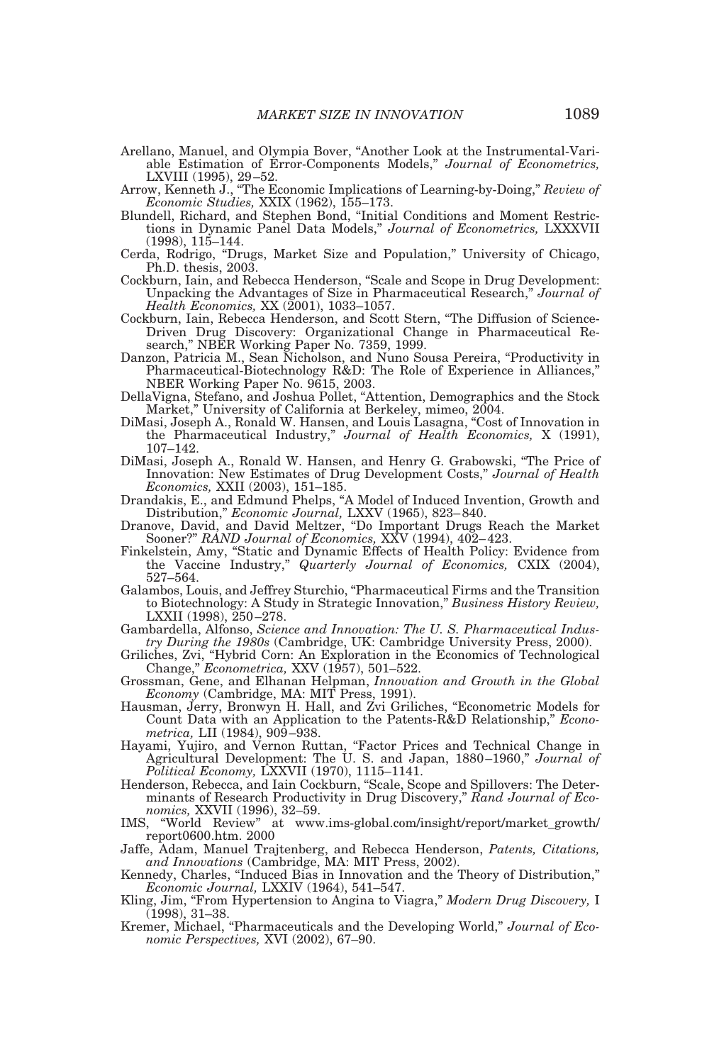Arellano, Manuel, and Olympia Bover, "Another Look at the Instrumental-Variable Estimation of Error-Components Models," *Journal of Econometrics,* LXVIII (1995), 29–52.

Arrow, Kenneth J., "The Economic Implications of Learning-by-Doing," *Review of Economic Studies,* XXIX (1962), 155–173.

Blundell, Richard, and Stephen Bond, "Initial Conditions and Moment Restrictions in Dynamic Panel Data Models," *Journal of Econometrics,* LXXXVII (1998), 115–144.

Cerda, Rodrigo, "Drugs, Market Size and Population," University of Chicago, Ph.D. thesis, 2003.

Cockburn, Iain, and Rebecca Henderson, "Scale and Scope in Drug Development: Unpacking the Advantages of Size in Pharmaceutical Research," *Journal of Health Economics,* XX (2001), 1033–1057.

Cockburn, Iain, Rebecca Henderson, and Scott Stern, "The Diffusion of Science-Driven Drug Discovery: Organizational Change in Pharmaceutical Research," NBER Working Paper No. 7359, 1999.

Danzon, Patricia M., Sean Nicholson, and Nuno Sousa Pereira, "Productivity in Pharmaceutical-Biotechnology R&D: The Role of Experience in Alliances," NBER Working Paper No. 9615, 2003.

DellaVigna, Stefano, and Joshua Pollet, "Attention, Demographics and the Stock Market," University of California at Berkeley, mimeo, 2004.

DiMasi, Joseph A., Ronald W. Hansen, and Louis Lasagna, "Cost of Innovation in the Pharmaceutical Industry," *Journal of Health Economics,* X (1991), 107–142.

DiMasi, Joseph A., Ronald W. Hansen, and Henry G. Grabowski, "The Price of Innovation: New Estimates of Drug Development Costs," *Journal of Health Economics,* XXII (2003), 151–185.

Drandakis, E., and Edmund Phelps, "A Model of Induced Invention, Growth and Distribution," *Economic Journal,* LXXV (1965), 823–840.

Dranove, David, and David Meltzer, "Do Important Drugs Reach the Market Sooner?" *RAND Journal of Economics,* XXV (1994), 402–423.

Finkelstein, Amy, "Static and Dynamic Effects of Health Policy: Evidence from the Vaccine Industry," *Quarterly Journal of Economics,* CXIX (2004), 527–564.

Galambos, Louis, and Jeffrey Sturchio, "Pharmaceutical Firms and the Transition to Biotechnology: A Study in Strategic Innovation," *Business History Review,* LXXII (1998), 250–278.

Gambardella, Alfonso, *Science and Innovation: The U. S. Pharmaceutical Industry During the 1980s* (Cambridge, UK: Cambridge University Press, 2000).

Griliches, Zvi, "Hybrid Corn: An Exploration in the Economics of Technological Change," *Econometrica,* XXV (1957), 501–522.

Grossman, Gene, and Elhanan Helpman, *Innovation and Growth in the Global Economy* (Cambridge, MA: MIT Press, 1991).

Hausman, Jerry, Bronwyn H. Hall, and Zvi Griliches, "Econometric Models for Count Data with an Application to the Patents-R&D Relationship," *Econometrica,* LII (1984), 909–938.

Hayami, Yujiro, and Vernon Ruttan, "Factor Prices and Technical Change in Agricultural Development: The U. S. and Japan, 1880–1960," *Journal of Political Economy,* LXXVII (1970), 1115–1141.

Henderson, Rebecca, and Iain Cockburn, "Scale, Scope and Spillovers: The Determinants of Research Productivity in Drug Discovery," *Rand Journal of Economics,* XXVII (1996), 32–59.

IMS, "World Review" at www.ims-global.com/insight/report/market_growth/report0600.htm. 2000

Jaffe, Adam, Manuel Trajtenberg, and Rebecca Henderson, *Patents, Citations, and Innovations* (Cambridge, MA: MIT Press, 2002).

Kennedy, Charles, "Induced Bias in Innovation and the Theory of Distribution," *Economic Journal,* LXXIV (1964), 541–547.

Kling, Jim, "From Hypertension to Angina to Viagra," *Modern Drug Discovery,* I (1998), 31–38.

Kremer, Michael, "Pharmaceuticals and the Developing World," *Journal of Economic Perspectives,* XVI (2002), 67–90.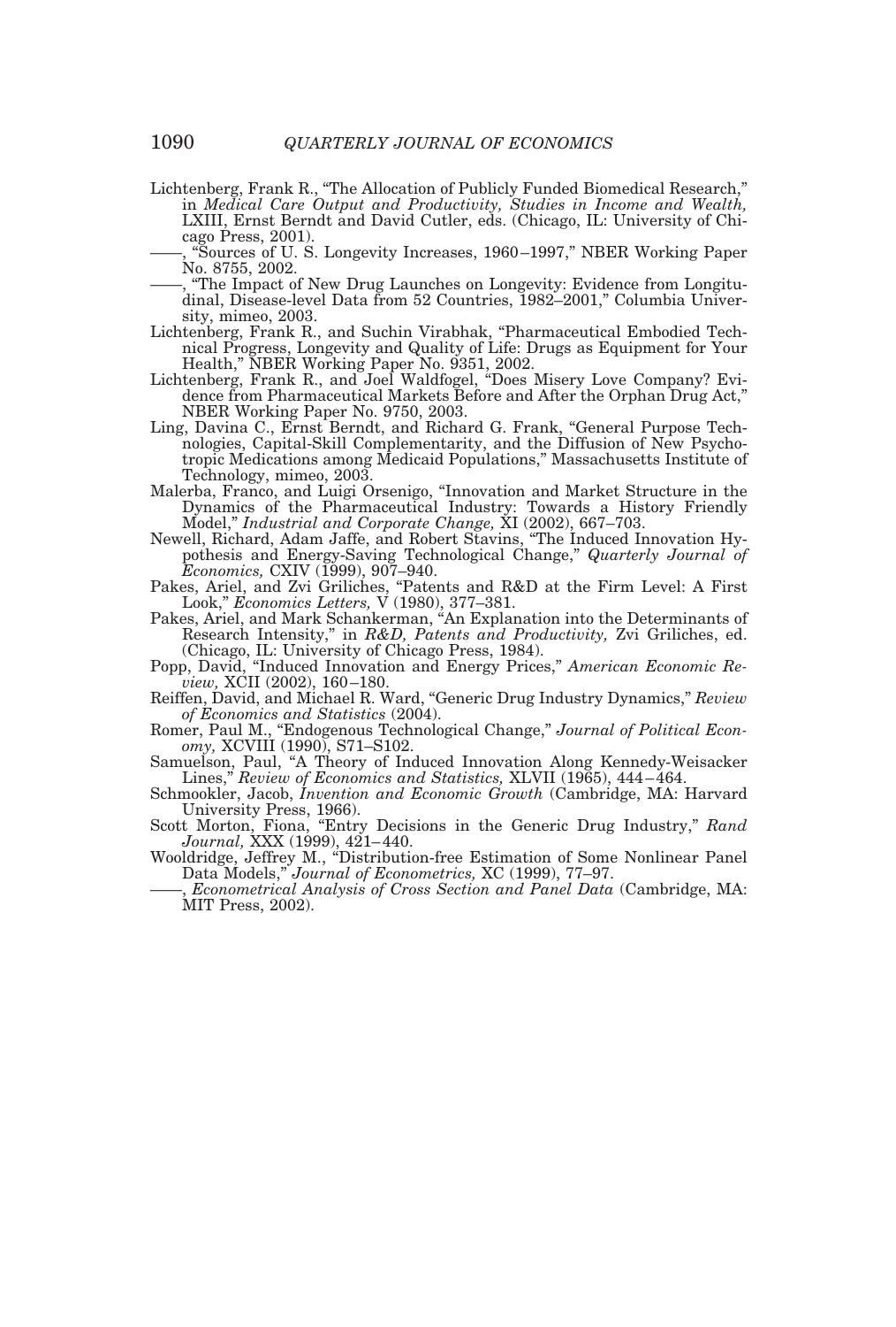Lichtenberg, Frank R., "The Allocation of Publicly Funded Biomedical Research," in *Medical Care Output and Productivity, Studies in Income and Wealth,* LXIII, Ernst Berndt and David Cutler, eds. (Chicago, IL: University of Chicago Press, 2001).

——, "Sources of U. S. Longevity Increases, 1960–1997," NBER Working Paper No. 8755, 2002.

——, "The Impact of New Drug Launches on Longevity: Evidence from Longitudinal, Disease-level Data from 52 Countries, 1982–2001," Columbia University, mimeo, 2003.

Lichtenberg, Frank R., and Suchin Virabhak, "Pharmaceutical Embodied Technical Progress, Longevity and Quality of Life: Drugs as Equipment for Your Health," NBER Working Paper No. 9351, 2002.

Lichtenberg, Frank R., and Joel Waldfogel, "Does Misery Love Company? Evidence from Pharmaceutical Markets Before and After the Orphan Drug Act," NBER Working Paper No. 9750, 2003.

Ling, Davina C., Ernst Berndt, and Richard G. Frank, "General Purpose Technologies, Capital-Skill Complementarity, and the Diffusion of New Psychotropic Medications among Medicaid Populations," Massachusetts Institute of Technology, mimeo, 2003.

Malerba, Franco, and Luigi Orsenigo, "Innovation and Market Structure in the Dynamics of the Pharmaceutical Industry: Towards a History Friendly Model," *Industrial and Corporate Change,* XI (2002), 667–703.

Newell, Richard, Adam Jaffe, and Robert Stavins, "The Induced Innovation Hypothesis and Energy-Saving Technological Change," *Quarterly Journal of Economics,* CXIV (1999), 907–940.

Pakes, Ariel, and Zvi Griliches, "Patents and R&D at the Firm Level: A First Look," *Economics Letters,* V (1980), 377–381.

Pakes, Ariel, and Mark Schankerman, "An Explanation into the Determinants of Research Intensity," in *R&D, Patents and Productivity,* Zvi Griliches, ed. (Chicago, IL: University of Chicago Press, 1984).

Popp, David, "Induced Innovation and Energy Prices," *American Economic Review,* XCII (2002), 160–180.

Reiffen, David, and Michael R. Ward, "Generic Drug Industry Dynamics," *Review of Economics and Statistics* (2004).

Romer, Paul M., "Endogenous Technological Change," *Journal of Political Economy,* XCVIII (1990), S71–S102.

Samuelson, Paul, "A Theory of Induced Innovation Along Kennedy-Weisacker Lines," *Review of Economics and Statistics,* XLVII (1965), 444–464.

Schmookler, Jacob, *Invention and Economic Growth* (Cambridge, MA: Harvard University Press, 1966).

Scott Morton, Fiona, "Entry Decisions in the Generic Drug Industry," *Rand Journal,* XXX (1999), 421–440.

Wooldridge, Jeffrey M., "Distribution-free Estimation of Some Nonlinear Panel Data Models," *Journal of Econometrics,* XC (1999), 77–97.

——, *Econometrical Analysis of Cross Section and Panel Data* (Cambridge, MA: MIT Press, 2002).